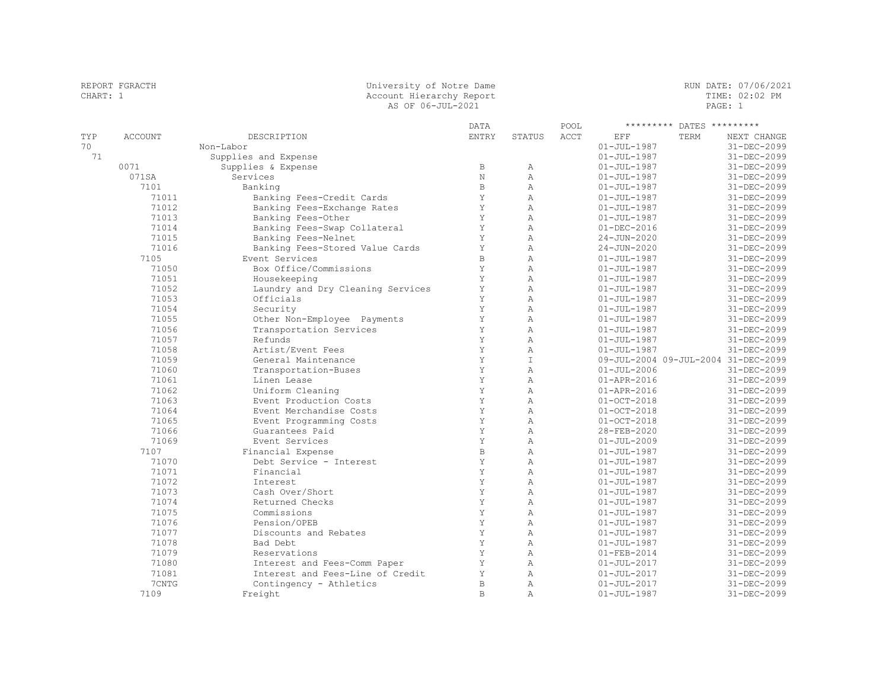REPORT FGRACTH
CHART: 1

University of Notre Dame
Account Hierarchy Report
AS OF 06-JUL-2021

RUN DATE: 07/06/2021
TIME: 02:02 PM

| TYP | ACCOUNT | DESCRIPTION | DATA ENTRY | STATUS | POOL ACCT | EFF | TERM | NEXT CHANGE |
|---|---|---|---|---|---|---|---|---|
| 70 | | Non-Labor | | | | 01-JUL-1987 | | 31-DEC-2099 |
| 71 | | Supplies and Expense | | | | 01-JUL-1987 | | 31-DEC-2099 |
| | 0071 | Supplies & Expense | B | A | | 01-JUL-1987 | | 31-DEC-2099 |
| | 071SA | Services | N | A | | 01-JUL-1987 | | 31-DEC-2099 |
| | 7101 | Banking | B | A | | 01-JUL-1987 | | 31-DEC-2099 |
| | 71011 | Banking Fees-Credit Cards | Y | A | | 01-JUL-1987 | | 31-DEC-2099 |
| | 71012 | Banking Fees-Exchange Rates | Y | A | | 01-JUL-1987 | | 31-DEC-2099 |
| | 71013 | Banking Fees-Other | Y | A | | 01-JUL-1987 | | 31-DEC-2099 |
| | 71014 | Banking Fees-Swap Collateral | Y | A | | 01-DEC-2016 | | 31-DEC-2099 |
| | 71015 | Banking Fees-Nelnet | Y | A | | 24-JUN-2020 | | 31-DEC-2099 |
| | 71016 | Banking Fees-Stored Value Cards | Y | A | | 24-JUN-2020 | | 31-DEC-2099 |
| | 7105 | Event Services | B | A | | 01-JUL-1987 | | 31-DEC-2099 |
| | 71050 | Box Office/Commissions | Y | A | | 01-JUL-1987 | | 31-DEC-2099 |
| | 71051 | Housekeeping | Y | A | | 01-JUL-1987 | | 31-DEC-2099 |
| | 71052 | Laundry and Dry Cleaning Services | Y | A | | 01-JUL-1987 | | 31-DEC-2099 |
| | 71053 | Officials | Y | A | | 01-JUL-1987 | | 31-DEC-2099 |
| | 71054 | Security | Y | A | | 01-JUL-1987 | | 31-DEC-2099 |
| | 71055 | Other Non-Employee Payments | Y | A | | 01-JUL-1987 | | 31-DEC-2099 |
| | 71056 | Transportation Services | Y | A | | 01-JUL-1987 | | 31-DEC-2099 |
| | 71057 | Refunds | Y | A | | 01-JUL-1987 | | 31-DEC-2099 |
| | 71058 | Artist/Event Fees | Y | A | | 01-JUL-1987 | | 31-DEC-2099 |
| | 71059 | General Maintenance | Y | I | | 09-JUL-2004 | 09-JUL-2004 | 31-DEC-2099 |
| | 71060 | Transportation-Buses | Y | A | | 01-JUL-2006 | | 31-DEC-2099 |
| | 71061 | Linen Lease | Y | A | | 01-APR-2016 | | 31-DEC-2099 |
| | 71062 | Uniform Cleaning | Y | A | | 01-APR-2016 | | 31-DEC-2099 |
| | 71063 | Event Production Costs | Y | A | | 01-OCT-2018 | | 31-DEC-2099 |
| | 71064 | Event Merchandise Costs | Y | A | | 01-OCT-2018 | | 31-DEC-2099 |
| | 71065 | Event Programming Costs | Y | A | | 01-OCT-2018 | | 31-DEC-2099 |
| | 71066 | Guarantees Paid | Y | A | | 28-FEB-2020 | | 31-DEC-2099 |
| | 71069 | Event Services | Y | A | | 01-JUL-2009 | | 31-DEC-2099 |
| | 7107 | Financial Expense | B | A | | 01-JUL-1987 | | 31-DEC-2099 |
| | 71070 | Debt Service - Interest | Y | A | | 01-JUL-1987 | | 31-DEC-2099 |
| | 71071 | Financial | Y | A | | 01-JUL-1987 | | 31-DEC-2099 |
| | 71072 | Interest | Y | A | | 01-JUL-1987 | | 31-DEC-2099 |
| | 71073 | Cash Over/Short | Y | A | | 01-JUL-1987 | | 31-DEC-2099 |
| | 71074 | Returned Checks | Y | A | | 01-JUL-1987 | | 31-DEC-2099 |
| | 71075 | Commissions | Y | A | | 01-JUL-1987 | | 31-DEC-2099 |
| | 71076 | Pension/OPEB | Y | A | | 01-JUL-1987 | | 31-DEC-2099 |
| | 71077 | Discounts and Rebates | Y | A | | 01-JUL-1987 | | 31-DEC-2099 |
| | 71078 | Bad Debt | Y | A | | 01-JUL-1987 | | 31-DEC-2099 |
| | 71079 | Reservations | Y | A | | 01-FEB-2014 | | 31-DEC-2099 |
| | 71080 | Interest and Fees-Comm Paper | Y | A | | 01-JUL-2017 | | 31-DEC-2099 |
| | 71081 | Interest and Fees-Line of Credit | Y | A | | 01-JUL-2017 | | 31-DEC-2099 |
| | 7CNTG | Contingency - Athletics | B | A | | 01-JUL-2017 | | 31-DEC-2099 |
| | 7109 | Freight | B | A | | 01-JUL-1987 | | 31-DEC-2099 |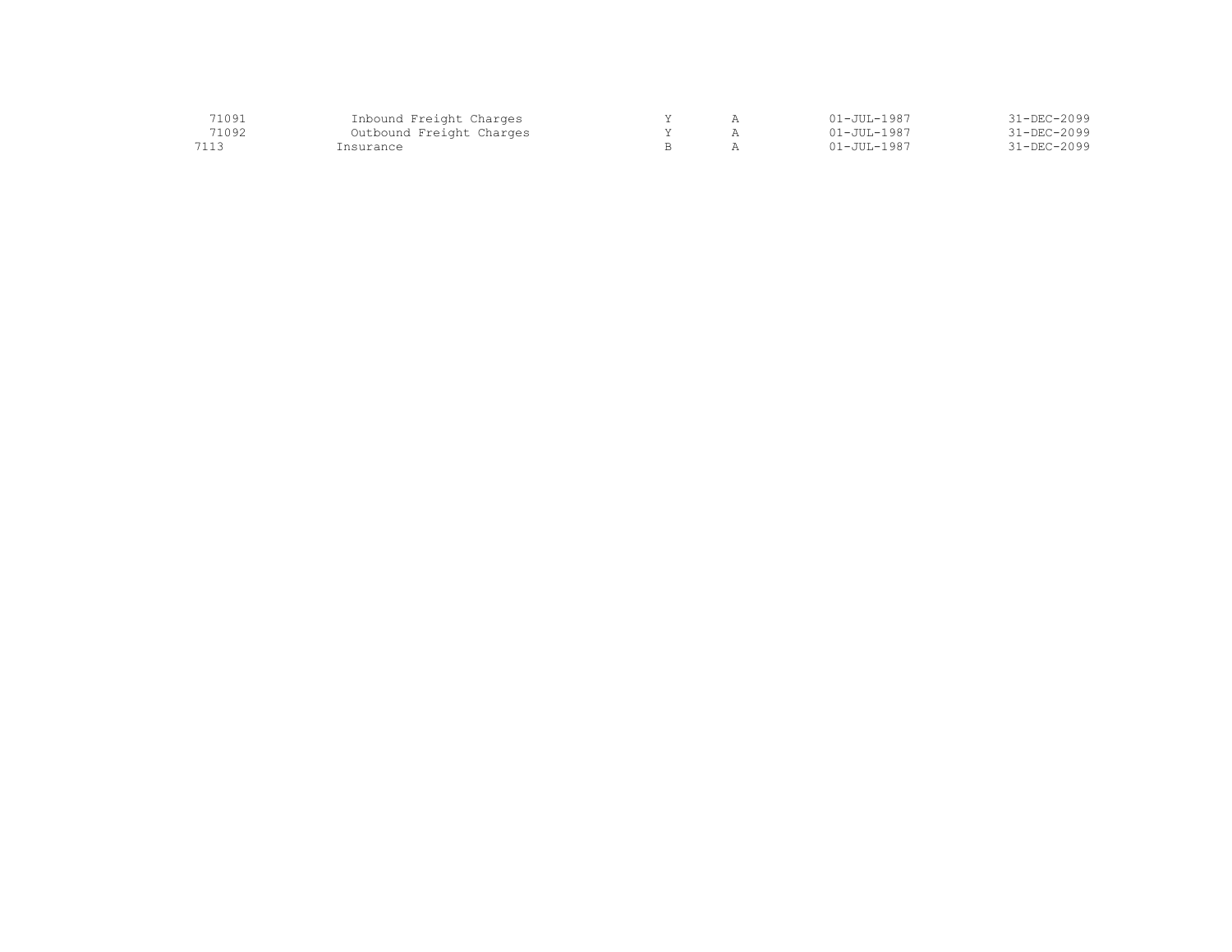| | | | | | |
|---|---|---|---|---|---|
| 71091 | Inbound Freight Charges | Y | A | 01-JUL-1987 | 31-DEC-2099 |
| 71092 | Outbound Freight Charges | Y | A | 01-JUL-1987 | 31-DEC-2099 |
| 7113 | Insurance | B | A | 01-JUL-1987 | 31-DEC-2099 |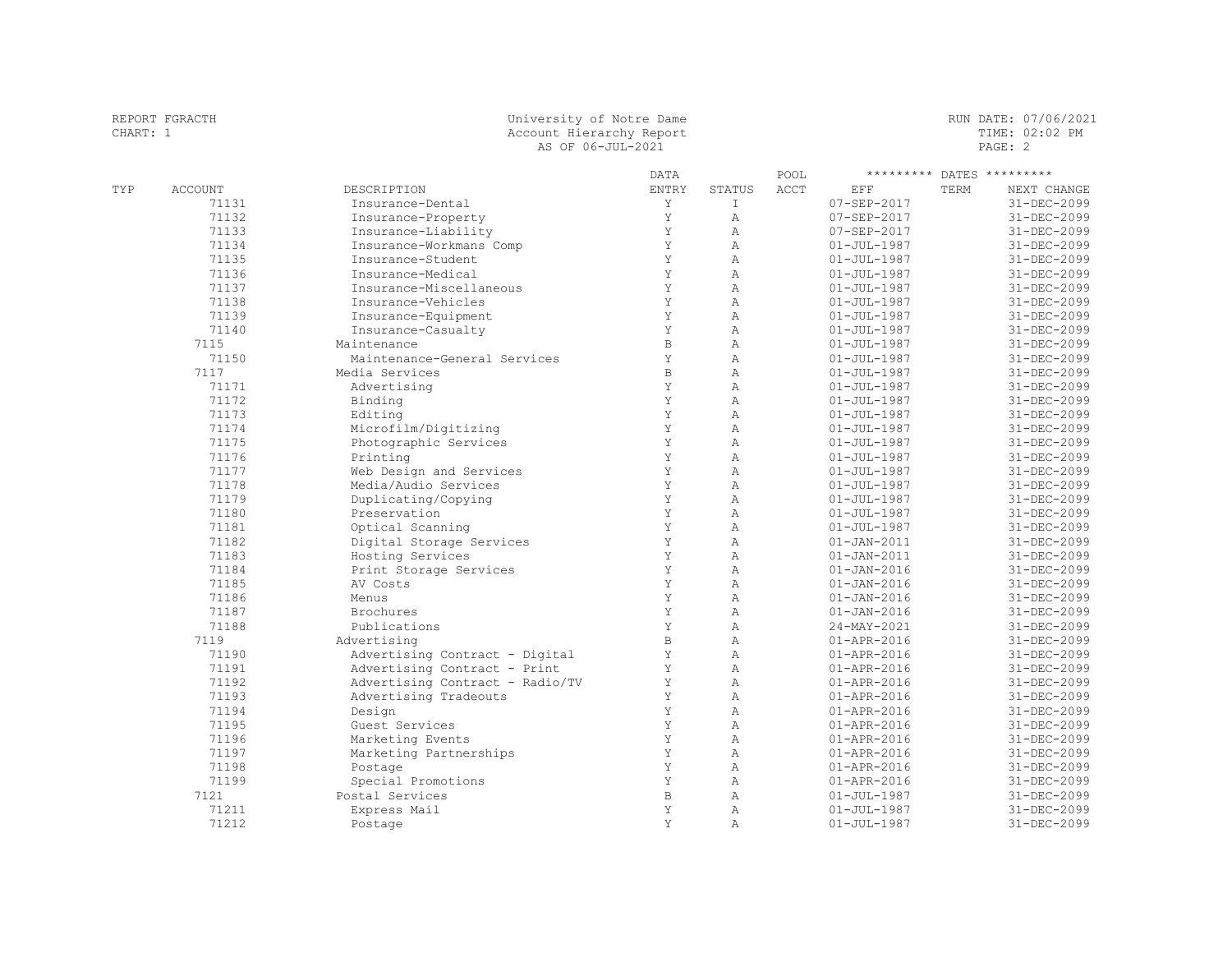REPORT FGRACTH
CHART: 1

University of Notre Dame
Account Hierarchy Report
AS OF 06-JUL-2021

RUN DATE: 07/06/2021
TIME: 02:02 PM

| TYP | ACCOUNT | DESCRIPTION | DATA ENTRY | STATUS | POOL ACCT | EFF | TERM | NEXT CHANGE |
|---|---|---|---|---|---|---|---|---|
| | 71131 | Insurance-Dental | Y | I | | 07-SEP-2017 | | 31-DEC-2099 |
| | 71132 | Insurance-Property | Y | A | | 07-SEP-2017 | | 31-DEC-2099 |
| | 71133 | Insurance-Liability | Y | A | | 07-SEP-2017 | | 31-DEC-2099 |
| | 71134 | Insurance-Workmans Comp | Y | A | | 01-JUL-1987 | | 31-DEC-2099 |
| | 71135 | Insurance-Student | Y | A | | 01-JUL-1987 | | 31-DEC-2099 |
| | 71136 | Insurance-Medical | Y | A | | 01-JUL-1987 | | 31-DEC-2099 |
| | 71137 | Insurance-Miscellaneous | Y | A | | 01-JUL-1987 | | 31-DEC-2099 |
| | 71138 | Insurance-Vehicles | Y | A | | 01-JUL-1987 | | 31-DEC-2099 |
| | 71139 | Insurance-Equipment | Y | A | | 01-JUL-1987 | | 31-DEC-2099 |
| | 71140 | Insurance-Casualty | Y | A | | 01-JUL-1987 | | 31-DEC-2099 |
| | 7115 | Maintenance | B | A | | 01-JUL-1987 | | 31-DEC-2099 |
| | 71150 | Maintenance-General Services | Y | A | | 01-JUL-1987 | | 31-DEC-2099 |
| | 7117 | Media Services | B | A | | 01-JUL-1987 | | 31-DEC-2099 |
| | 71171 | Advertising | Y | A | | 01-JUL-1987 | | 31-DEC-2099 |
| | 71172 | Binding | Y | A | | 01-JUL-1987 | | 31-DEC-2099 |
| | 71173 | Editing | Y | A | | 01-JUL-1987 | | 31-DEC-2099 |
| | 71174 | Microfilm/Digitizing | Y | A | | 01-JUL-1987 | | 31-DEC-2099 |
| | 71175 | Photographic Services | Y | A | | 01-JUL-1987 | | 31-DEC-2099 |
| | 71176 | Printing | Y | A | | 01-JUL-1987 | | 31-DEC-2099 |
| | 71177 | Web Design and Services | Y | A | | 01-JUL-1987 | | 31-DEC-2099 |
| | 71178 | Media/Audio Services | Y | A | | 01-JUL-1987 | | 31-DEC-2099 |
| | 71179 | Duplicating/Copying | Y | A | | 01-JUL-1987 | | 31-DEC-2099 |
| | 71180 | Preservation | Y | A | | 01-JUL-1987 | | 31-DEC-2099 |
| | 71181 | Optical Scanning | Y | A | | 01-JUL-1987 | | 31-DEC-2099 |
| | 71182 | Digital Storage Services | Y | A | | 01-JAN-2011 | | 31-DEC-2099 |
| | 71183 | Hosting Services | Y | A | | 01-JAN-2011 | | 31-DEC-2099 |
| | 71184 | Print Storage Services | Y | A | | 01-JAN-2016 | | 31-DEC-2099 |
| | 71185 | AV Costs | Y | A | | 01-JAN-2016 | | 31-DEC-2099 |
| | 71186 | Menus | Y | A | | 01-JAN-2016 | | 31-DEC-2099 |
| | 71187 | Brochures | Y | A | | 01-JAN-2016 | | 31-DEC-2099 |
| | 71188 | Publications | Y | A | | 24-MAY-2021 | | 31-DEC-2099 |
| | 7119 | Advertising | B | A | | 01-APR-2016 | | 31-DEC-2099 |
| | 71190 | Advertising Contract - Digital | Y | A | | 01-APR-2016 | | 31-DEC-2099 |
| | 71191 | Advertising Contract - Print | Y | A | | 01-APR-2016 | | 31-DEC-2099 |
| | 71192 | Advertising Contract - Radio/TV | Y | A | | 01-APR-2016 | | 31-DEC-2099 |
| | 71193 | Advertising Tradeouts | Y | A | | 01-APR-2016 | | 31-DEC-2099 |
| | 71194 | Design | Y | A | | 01-APR-2016 | | 31-DEC-2099 |
| | 71195 | Guest Services | Y | A | | 01-APR-2016 | | 31-DEC-2099 |
| | 71196 | Marketing Events | Y | A | | 01-APR-2016 | | 31-DEC-2099 |
| | 71197 | Marketing Partnerships | Y | A | | 01-APR-2016 | | 31-DEC-2099 |
| | 71198 | Postage | Y | A | | 01-APR-2016 | | 31-DEC-2099 |
| | 71199 | Special Promotions | Y | A | | 01-APR-2016 | | 31-DEC-2099 |
| | 7121 | Postal Services | B | A | | 01-JUL-1987 | | 31-DEC-2099 |
| | 71211 | Express Mail | Y | A | | 01-JUL-1987 | | 31-DEC-2099 |
| | 71212 | Postage | Y | A | | 01-JUL-1987 | | 31-DEC-2099 |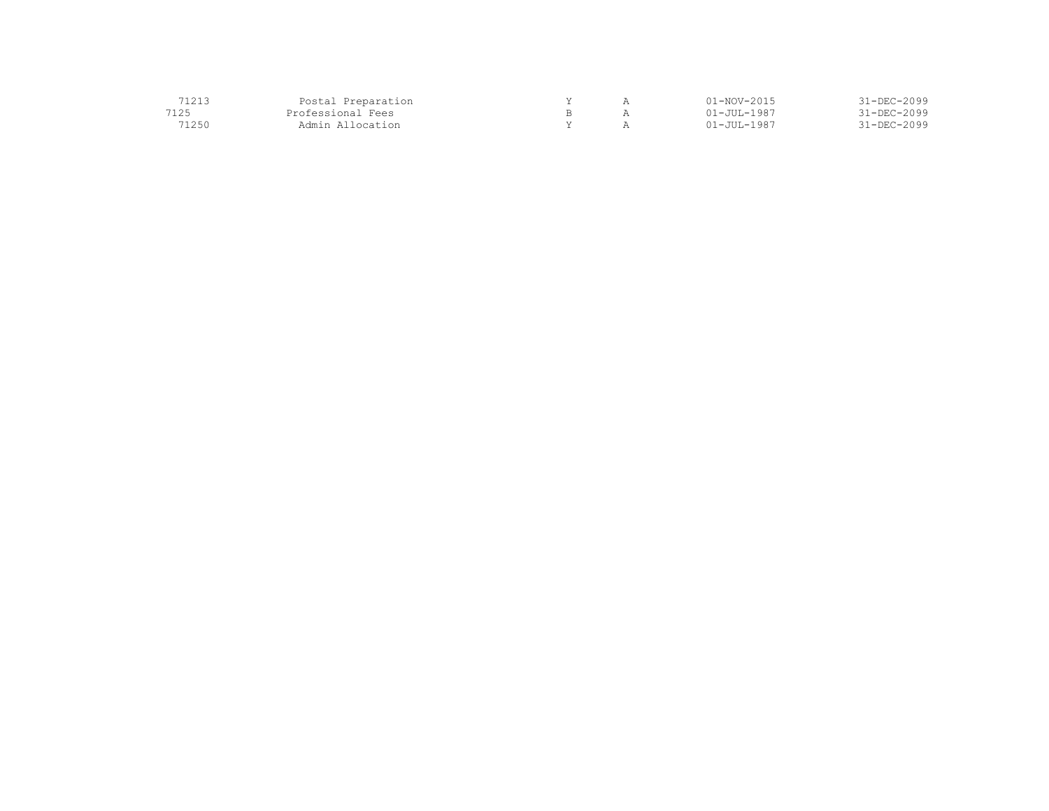| | | | | | |
|---|---|---|---|---|---|
| 71213 | Postal Preparation | Y | A | 01-NOV-2015 | 31-DEC-2099 |
| 7125 | Professional Fees | B | A | 01-JUL-1987 | 31-DEC-2099 |
| 71250 | Admin Allocation | Y | A | 01-JUL-1987 | 31-DEC-2099 |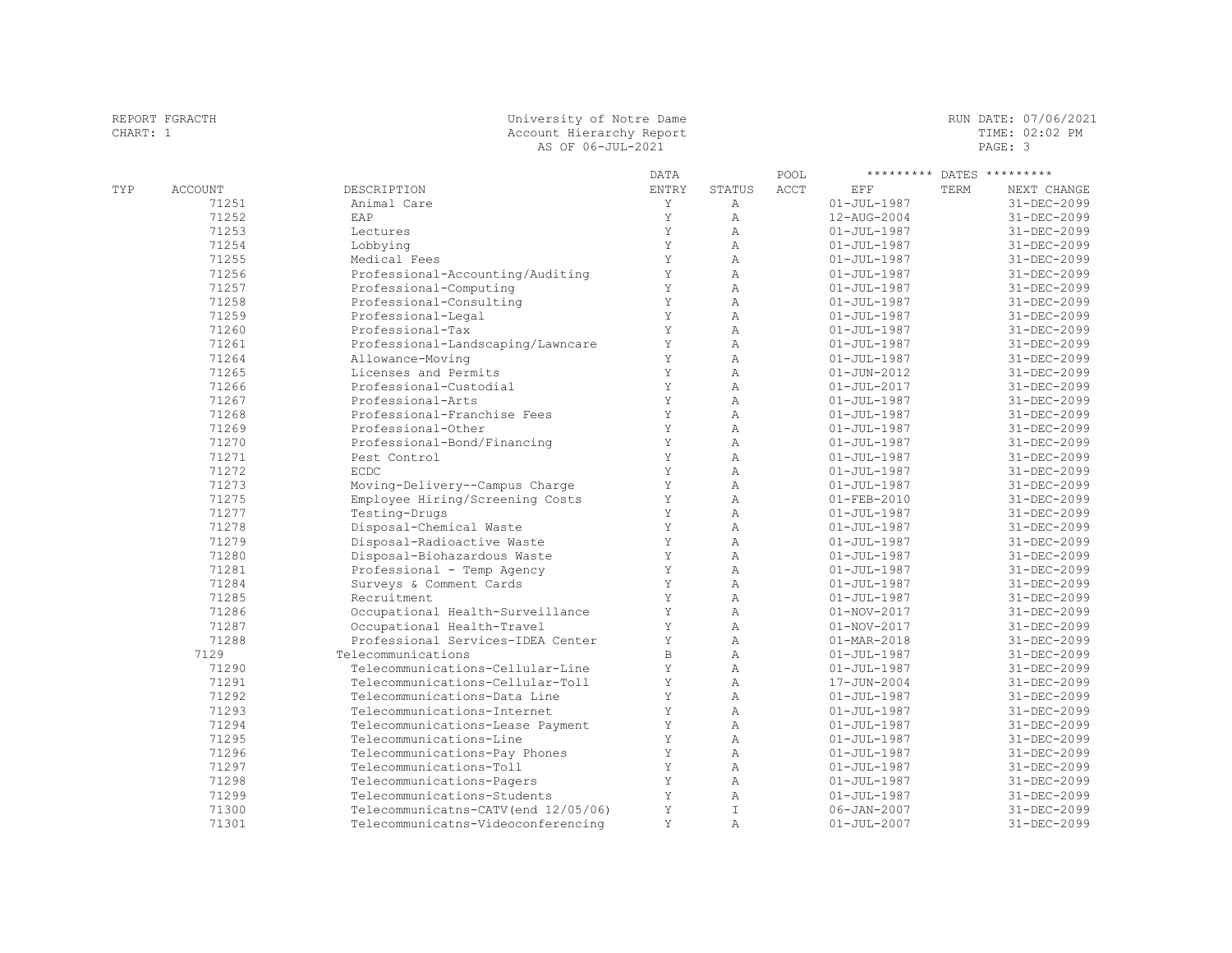| TYP | ACCOUNT | DESCRIPTION | DATA ENTRY | STATUS | POOL ACCT | EFF | TERM | NEXT CHANGE |
|---|---|---|---|---|---|---|---|---|
| | 71251 | Animal Care | Y | A | | 01-JUL-1987 | | 31-DEC-2099 |
| | 71252 | EAP | Y | A | | 12-AUG-2004 | | 31-DEC-2099 |
| | 71253 | Lectures | Y | A | | 01-JUL-1987 | | 31-DEC-2099 |
| | 71254 | Lobbying | Y | A | | 01-JUL-1987 | | 31-DEC-2099 |
| | 71255 | Medical Fees | Y | A | | 01-JUL-1987 | | 31-DEC-2099 |
| | 71256 | Professional-Accounting/Auditing | Y | A | | 01-JUL-1987 | | 31-DEC-2099 |
| | 71257 | Professional-Computing | Y | A | | 01-JUL-1987 | | 31-DEC-2099 |
| | 71258 | Professional-Consulting | Y | A | | 01-JUL-1987 | | 31-DEC-2099 |
| | 71259 | Professional-Legal | Y | A | | 01-JUL-1987 | | 31-DEC-2099 |
| | 71260 | Professional-Tax | Y | A | | 01-JUL-1987 | | 31-DEC-2099 |
| | 71261 | Professional-Landscaping/Lawncare | Y | A | | 01-JUL-1987 | | 31-DEC-2099 |
| | 71264 | Allowance-Moving | Y | A | | 01-JUL-1987 | | 31-DEC-2099 |
| | 71265 | Licenses and Permits | Y | A | | 01-JUN-2012 | | 31-DEC-2099 |
| | 71266 | Professional-Custodial | Y | A | | 01-JUL-2017 | | 31-DEC-2099 |
| | 71267 | Professional-Arts | Y | A | | 01-JUL-1987 | | 31-DEC-2099 |
| | 71268 | Professional-Franchise Fees | Y | A | | 01-JUL-1987 | | 31-DEC-2099 |
| | 71269 | Professional-Other | Y | A | | 01-JUL-1987 | | 31-DEC-2099 |
| | 71270 | Professional-Bond/Financing | Y | A | | 01-JUL-1987 | | 31-DEC-2099 |
| | 71271 | Pest Control | Y | A | | 01-JUL-1987 | | 31-DEC-2099 |
| | 71272 | ECDC | Y | A | | 01-JUL-1987 | | 31-DEC-2099 |
| | 71273 | Moving-Delivery--Campus Charge | Y | A | | 01-JUL-1987 | | 31-DEC-2099 |
| | 71275 | Employee Hiring/Screening Costs | Y | A | | 01-FEB-2010 | | 31-DEC-2099 |
| | 71277 | Testing-Drugs | Y | A | | 01-JUL-1987 | | 31-DEC-2099 |
| | 71278 | Disposal-Chemical Waste | Y | A | | 01-JUL-1987 | | 31-DEC-2099 |
| | 71279 | Disposal-Radioactive Waste | Y | A | | 01-JUL-1987 | | 31-DEC-2099 |
| | 71280 | Disposal-Biohazardous Waste | Y | A | | 01-JUL-1987 | | 31-DEC-2099 |
| | 71281 | Professional - Temp Agency | Y | A | | 01-JUL-1987 | | 31-DEC-2099 |
| | 71284 | Surveys & Comment Cards | Y | A | | 01-JUL-1987 | | 31-DEC-2099 |
| | 71285 | Recruitment | Y | A | | 01-JUL-1987 | | 31-DEC-2099 |
| | 71286 | Occupational Health-Surveillance | Y | A | | 01-NOV-2017 | | 31-DEC-2099 |
| | 71287 | Occupational Health-Travel | Y | A | | 01-NOV-2017 | | 31-DEC-2099 |
| | 71288 | Professional Services-IDEA Center | Y | A | | 01-MAR-2018 | | 31-DEC-2099 |
| | 7129 | Telecommunications | B | A | | 01-JUL-1987 | | 31-DEC-2099 |
| | 71290 | Telecommunications-Cellular-Line | Y | A | | 01-JUL-1987 | | 31-DEC-2099 |
| | 71291 | Telecommunications-Cellular-Toll | Y | A | | 17-JUN-2004 | | 31-DEC-2099 |
| | 71292 | Telecommunications-Data Line | Y | A | | 01-JUL-1987 | | 31-DEC-2099 |
| | 71293 | Telecommunications-Internet | Y | A | | 01-JUL-1987 | | 31-DEC-2099 |
| | 71294 | Telecommunications-Lease Payment | Y | A | | 01-JUL-1987 | | 31-DEC-2099 |
| | 71295 | Telecommunications-Line | Y | A | | 01-JUL-1987 | | 31-DEC-2099 |
| | 71296 | Telecommunications-Pay Phones | Y | A | | 01-JUL-1987 | | 31-DEC-2099 |
| | 71297 | Telecommunications-Toll | Y | A | | 01-JUL-1987 | | 31-DEC-2099 |
| | 71298 | Telecommunications-Pagers | Y | A | | 01-JUL-1987 | | 31-DEC-2099 |
| | 71299 | Telecommunications-Students | Y | A | | 01-JUL-1987 | | 31-DEC-2099 |
| | 71300 | Telecommunicatns-CATV(end 12/05/06) | Y | I | | 06-JAN-2007 | | 31-DEC-2099 |
| | 71301 | Telecommunicatns-Videoconferencing | Y | A | | 01-JUL-2007 | | 31-DEC-2099 |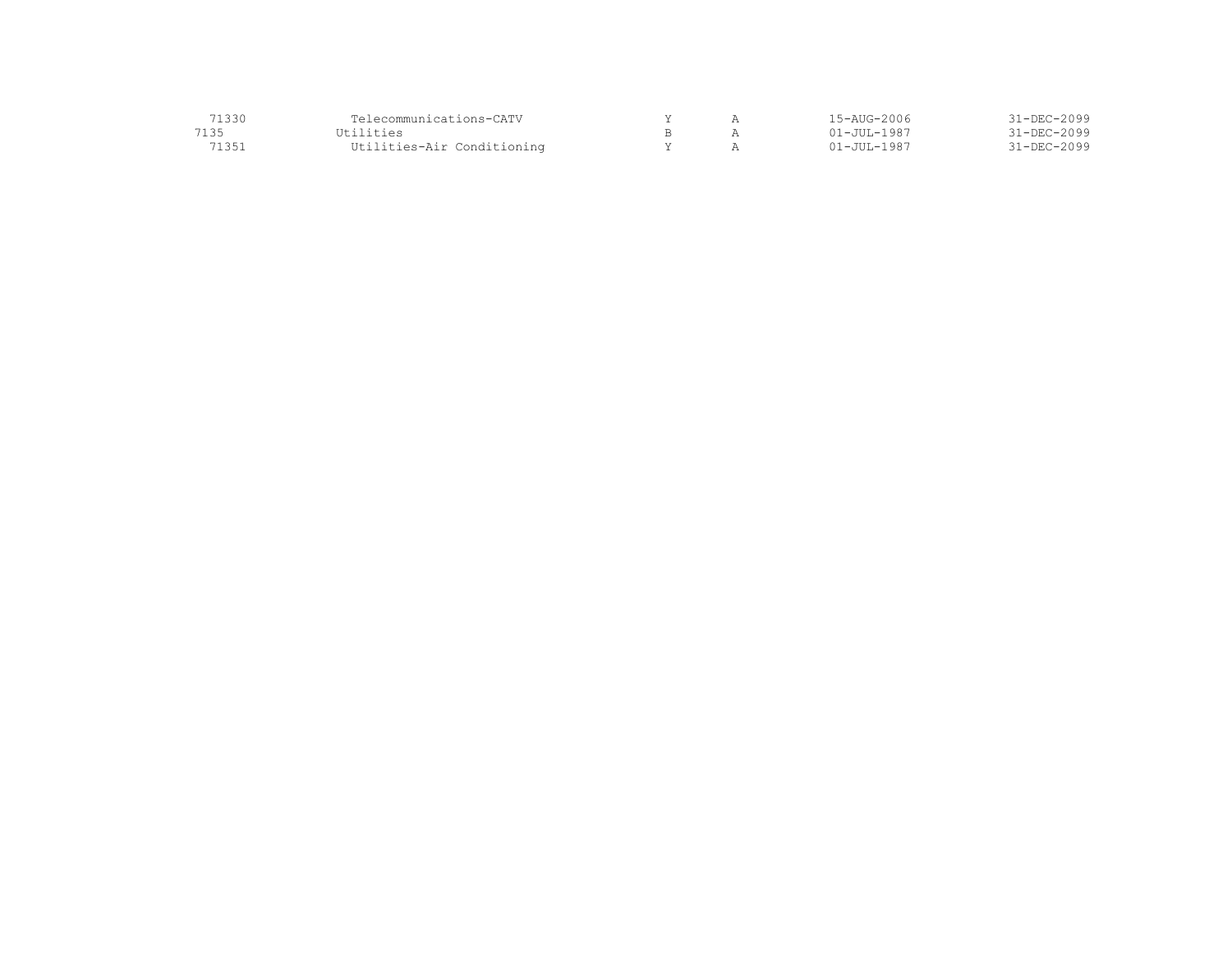| | | | | | |
|---|---|---|---|---|---|
| 71330 | Telecommunications-CATV | Y | A | 15-AUG-2006 | 31-DEC-2099 |
| 7135 | Utilities | B | A | 01-JUL-1987 | 31-DEC-2099 |
| 71351 | Utilities-Air Conditioning | Y | A | 01-JUL-1987 | 31-DEC-2099 |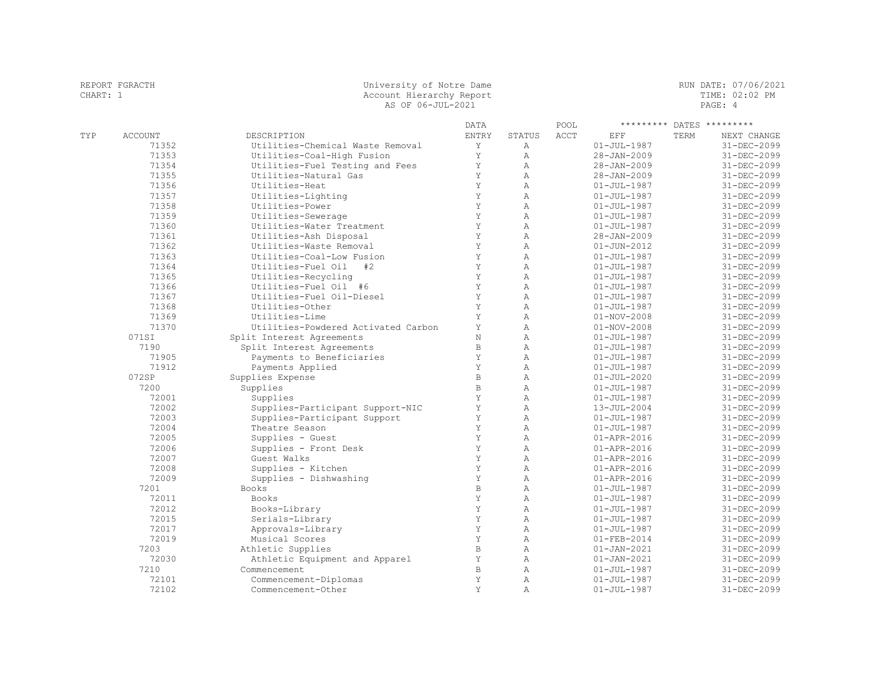REPORT FGRACTH
CHART: 1

University of Notre Dame
Account Hierarchy Report
AS OF 06-JUL-2021

RUN DATE: 07/06/2021
TIME: 02:02 PM

| TYP | ACCOUNT | DESCRIPTION | DATA ENTRY | STATUS | POOL ACCT | EFF | TERM | NEXT CHANGE |
|---|---|---|---|---|---|---|---|---|
| | 71352 | Utilities-Chemical Waste Removal | Y | A | | 01-JUL-1987 | | 31-DEC-2099 |
| | 71353 | Utilities-Coal-High Fusion | Y | A | | 28-JAN-2009 | | 31-DEC-2099 |
| | 71354 | Utilities-Fuel Testing and Fees | Y | A | | 28-JAN-2009 | | 31-DEC-2099 |
| | 71355 | Utilities-Natural Gas | Y | A | | 28-JAN-2009 | | 31-DEC-2099 |
| | 71356 | Utilities-Heat | Y | A | | 01-JUL-1987 | | 31-DEC-2099 |
| | 71357 | Utilities-Lighting | Y | A | | 01-JUL-1987 | | 31-DEC-2099 |
| | 71358 | Utilities-Power | Y | A | | 01-JUL-1987 | | 31-DEC-2099 |
| | 71359 | Utilities-Sewerage | Y | A | | 01-JUL-1987 | | 31-DEC-2099 |
| | 71360 | Utilities-Water Treatment | Y | A | | 01-JUL-1987 | | 31-DEC-2099 |
| | 71361 | Utilities-Ash Disposal | Y | A | | 28-JAN-2009 | | 31-DEC-2099 |
| | 71362 | Utilities-Waste Removal | Y | A | | 01-JUN-2012 | | 31-DEC-2099 |
| | 71363 | Utilities-Coal-Low Fusion | Y | A | | 01-JUL-1987 | | 31-DEC-2099 |
| | 71364 | Utilities-Fuel Oil #2 | Y | A | | 01-JUL-1987 | | 31-DEC-2099 |
| | 71365 | Utilities-Recycling | Y | A | | 01-JUL-1987 | | 31-DEC-2099 |
| | 71366 | Utilities-Fuel Oil #6 | Y | A | | 01-JUL-1987 | | 31-DEC-2099 |
| | 71367 | Utilities-Fuel Oil-Diesel | Y | A | | 01-JUL-1987 | | 31-DEC-2099 |
| | 71368 | Utilities-Other | Y | A | | 01-JUL-1987 | | 31-DEC-2099 |
| | 71369 | Utilities-Lime | Y | A | | 01-NOV-2008 | | 31-DEC-2099 |
| | 71370 | Utilities-Powdered Activated Carbon | Y | A | | 01-NOV-2008 | | 31-DEC-2099 |
| | 071SI | Split Interest Agreements | N | A | | 01-JUL-1987 | | 31-DEC-2099 |
| | 7190 | Split Interest Agreements | B | A | | 01-JUL-1987 | | 31-DEC-2099 |
| | 71905 | Payments to Beneficiaries | Y | A | | 01-JUL-1987 | | 31-DEC-2099 |
| | 71912 | Payments Applied | Y | A | | 01-JUL-1987 | | 31-DEC-2099 |
| | 072SP | Supplies Expense | B | A | | 01-JUL-2020 | | 31-DEC-2099 |
| | 7200 | Supplies | B | A | | 01-JUL-1987 | | 31-DEC-2099 |
| | 72001 | Supplies | Y | A | | 01-JUL-1987 | | 31-DEC-2099 |
| | 72002 | Supplies-Participant Support-NIC | Y | A | | 13-JUL-2004 | | 31-DEC-2099 |
| | 72003 | Supplies-Participant Support | Y | A | | 01-JUL-1987 | | 31-DEC-2099 |
| | 72004 | Theatre Season | Y | A | | 01-JUL-1987 | | 31-DEC-2099 |
| | 72005 | Supplies - Guest | Y | A | | 01-APR-2016 | | 31-DEC-2099 |
| | 72006 | Supplies - Front Desk | Y | A | | 01-APR-2016 | | 31-DEC-2099 |
| | 72007 | Guest Walks | Y | A | | 01-APR-2016 | | 31-DEC-2099 |
| | 72008 | Supplies - Kitchen | Y | A | | 01-APR-2016 | | 31-DEC-2099 |
| | 72009 | Supplies - Dishwashing | Y | A | | 01-APR-2016 | | 31-DEC-2099 |
| | 7201 | Books | B | A | | 01-JUL-1987 | | 31-DEC-2099 |
| | 72011 | Books | Y | A | | 01-JUL-1987 | | 31-DEC-2099 |
| | 72012 | Books-Library | Y | A | | 01-JUL-1987 | | 31-DEC-2099 |
| | 72015 | Serials-Library | Y | A | | 01-JUL-1987 | | 31-DEC-2099 |
| | 72017 | Approvals-Library | Y | A | | 01-JUL-1987 | | 31-DEC-2099 |
| | 72019 | Musical Scores | Y | A | | 01-FEB-2014 | | 31-DEC-2099 |
| | 7203 | Athletic Supplies | B | A | | 01-JAN-2021 | | 31-DEC-2099 |
| | 72030 | Athletic Equipment and Apparel | Y | A | | 01-JAN-2021 | | 31-DEC-2099 |
| | 7210 | Commencement | B | A | | 01-JUL-1987 | | 31-DEC-2099 |
| | 72101 | Commencement-Diplomas | Y | A | | 01-JUL-1987 | | 31-DEC-2099 |
| | 72102 | Commencement-Other | Y | A | | 01-JUL-1987 | | 31-DEC-2099 |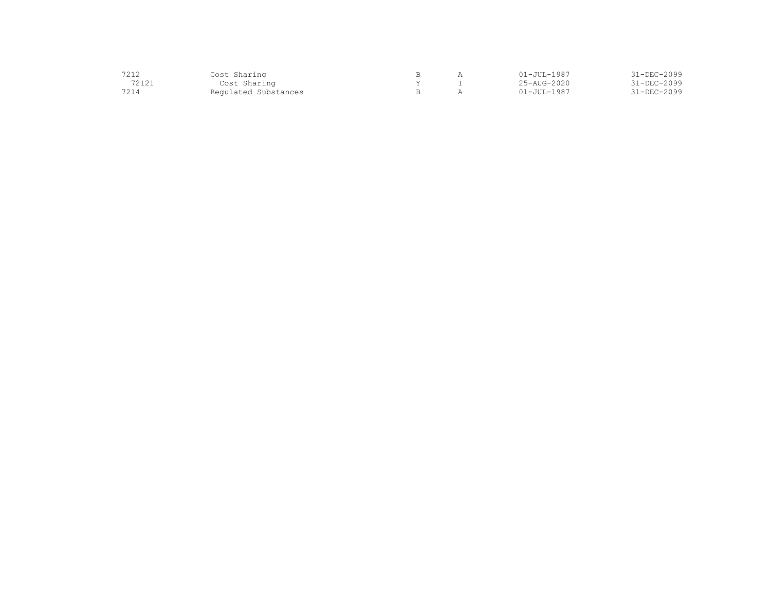| | | | | | |
|---|---|---|---|---|---|
| 7212 | Cost Sharing | B | A | 01-JUL-1987 | 31-DEC-2099 |
| 72121 | Cost Sharing | Y | I | 25-AUG-2020 | 31-DEC-2099 |
| 7214 | Regulated Substances | B | A | 01-JUL-1987 | 31-DEC-2099 |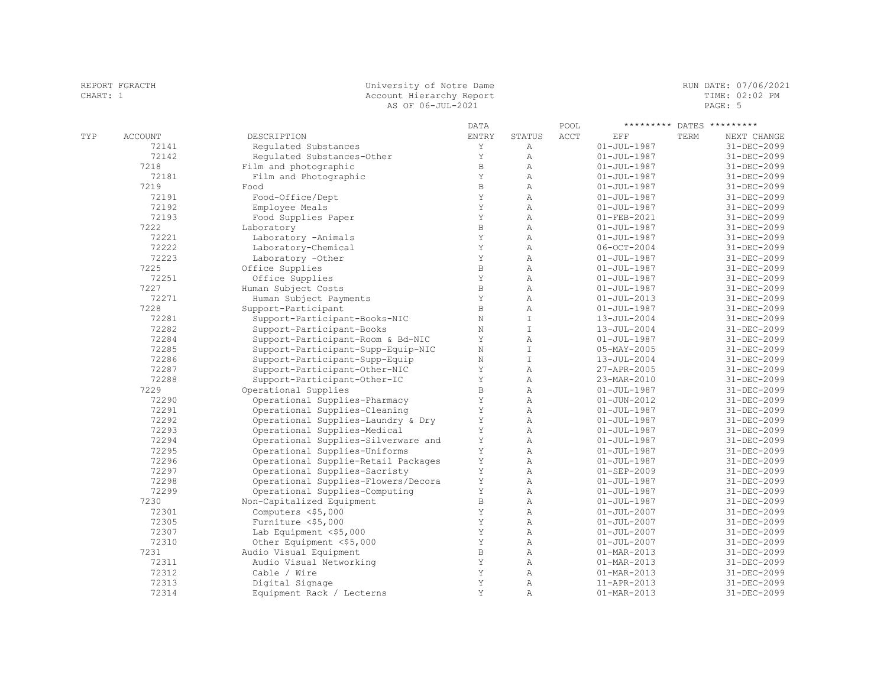REPORT FGRACTH
CHART: 1

University of Notre Dame
Account Hierarchy Report
AS OF 06-JUL-2021

RUN DATE: 07/06/2021
TIME: 02:02 PM

| TYP | ACCOUNT | DESCRIPTION | DATA ENTRY | STATUS | POOL ACCT | EFF | TERM | NEXT CHANGE |
|---|---|---|---|---|---|---|---|---|
| | 72141 | Regulated Substances | Y | A | | 01-JUL-1987 | | 31-DEC-2099 |
| | 72142 | Regulated Substances-Other | Y | A | | 01-JUL-1987 | | 31-DEC-2099 |
| | 7218 | Film and photographic | B | A | | 01-JUL-1987 | | 31-DEC-2099 |
| | 72181 | Film and Photographic | Y | A | | 01-JUL-1987 | | 31-DEC-2099 |
| | 7219 | Food | B | A | | 01-JUL-1987 | | 31-DEC-2099 |
| | 72191 | Food-Office/Dept | Y | A | | 01-JUL-1987 | | 31-DEC-2099 |
| | 72192 | Employee Meals | Y | A | | 01-JUL-1987 | | 31-DEC-2099 |
| | 72193 | Food Supplies Paper | Y | A | | 01-FEB-2021 | | 31-DEC-2099 |
| | 7222 | Laboratory | B | A | | 01-JUL-1987 | | 31-DEC-2099 |
| | 72221 | Laboratory -Animals | Y | A | | 01-JUL-1987 | | 31-DEC-2099 |
| | 72222 | Laboratory-Chemical | Y | A | | 06-OCT-2004 | | 31-DEC-2099 |
| | 72223 | Laboratory -Other | Y | A | | 01-JUL-1987 | | 31-DEC-2099 |
| | 7225 | Office Supplies | B | A | | 01-JUL-1987 | | 31-DEC-2099 |
| | 72251 | Office Supplies | Y | A | | 01-JUL-1987 | | 31-DEC-2099 |
| | 7227 | Human Subject Costs | B | A | | 01-JUL-1987 | | 31-DEC-2099 |
| | 72271 | Human Subject Payments | Y | A | | 01-JUL-2013 | | 31-DEC-2099 |
| | 7228 | Support-Participant | B | A | | 01-JUL-1987 | | 31-DEC-2099 |
| | 72281 | Support-Participant-Books-NIC | N | I | | 13-JUL-2004 | | 31-DEC-2099 |
| | 72282 | Support-Participant-Books | N | I | | 13-JUL-2004 | | 31-DEC-2099 |
| | 72284 | Support-Participant-Room & Bd-NIC | Y | A | | 01-JUL-1987 | | 31-DEC-2099 |
| | 72285 | Support-Participant-Supp-Equip-NIC | N | I | | 05-MAY-2005 | | 31-DEC-2099 |
| | 72286 | Support-Participant-Supp-Equip | N | I | | 13-JUL-2004 | | 31-DEC-2099 |
| | 72287 | Support-Participant-Other-NIC | Y | A | | 27-APR-2005 | | 31-DEC-2099 |
| | 72288 | Support-Participant-Other-IC | Y | A | | 23-MAR-2010 | | 31-DEC-2099 |
| | 7229 | Operational Supplies | B | A | | 01-JUL-1987 | | 31-DEC-2099 |
| | 72290 | Operational Supplies-Pharmacy | Y | A | | 01-JUN-2012 | | 31-DEC-2099 |
| | 72291 | Operational Supplies-Cleaning | Y | A | | 01-JUL-1987 | | 31-DEC-2099 |
| | 72292 | Operational Supplies-Laundry & Dry | Y | A | | 01-JUL-1987 | | 31-DEC-2099 |
| | 72293 | Operational Supplies-Medical | Y | A | | 01-JUL-1987 | | 31-DEC-2099 |
| | 72294 | Operational Supplies-Silverware and | Y | A | | 01-JUL-1987 | | 31-DEC-2099 |
| | 72295 | Operational Supplies-Uniforms | Y | A | | 01-JUL-1987 | | 31-DEC-2099 |
| | 72296 | Operational Supplie-Retail Packages | Y | A | | 01-JUL-1987 | | 31-DEC-2099 |
| | 72297 | Operational Supplies-Sacristy | Y | A | | 01-SEP-2009 | | 31-DEC-2099 |
| | 72298 | Operational Supplies-Flowers/Decora | Y | A | | 01-JUL-1987 | | 31-DEC-2099 |
| | 72299 | Operational Supplies-Computing | Y | A | | 01-JUL-1987 | | 31-DEC-2099 |
| | 7230 | Non-Capitalized Equipment | B | A | | 01-JUL-1987 | | 31-DEC-2099 |
| | 72301 | Computers <$5,000 | Y | A | | 01-JUL-2007 | | 31-DEC-2099 |
| | 72305 | Furniture <$5,000 | Y | A | | 01-JUL-2007 | | 31-DEC-2099 |
| | 72307 | Lab Equipment <$5,000 | Y | A | | 01-JUL-2007 | | 31-DEC-2099 |
| | 72310 | Other Equipment <$5,000 | Y | A | | 01-JUL-2007 | | 31-DEC-2099 |
| | 7231 | Audio Visual Equipment | B | A | | 01-MAR-2013 | | 31-DEC-2099 |
| | 72311 | Audio Visual Networking | Y | A | | 01-MAR-2013 | | 31-DEC-2099 |
| | 72312 | Cable / Wire | Y | A | | 01-MAR-2013 | | 31-DEC-2099 |
| | 72313 | Digital Signage | Y | A | | 11-APR-2013 | | 31-DEC-2099 |
| | 72314 | Equipment Rack / Lecterns | Y | A | | 01-MAR-2013 | | 31-DEC-2099 |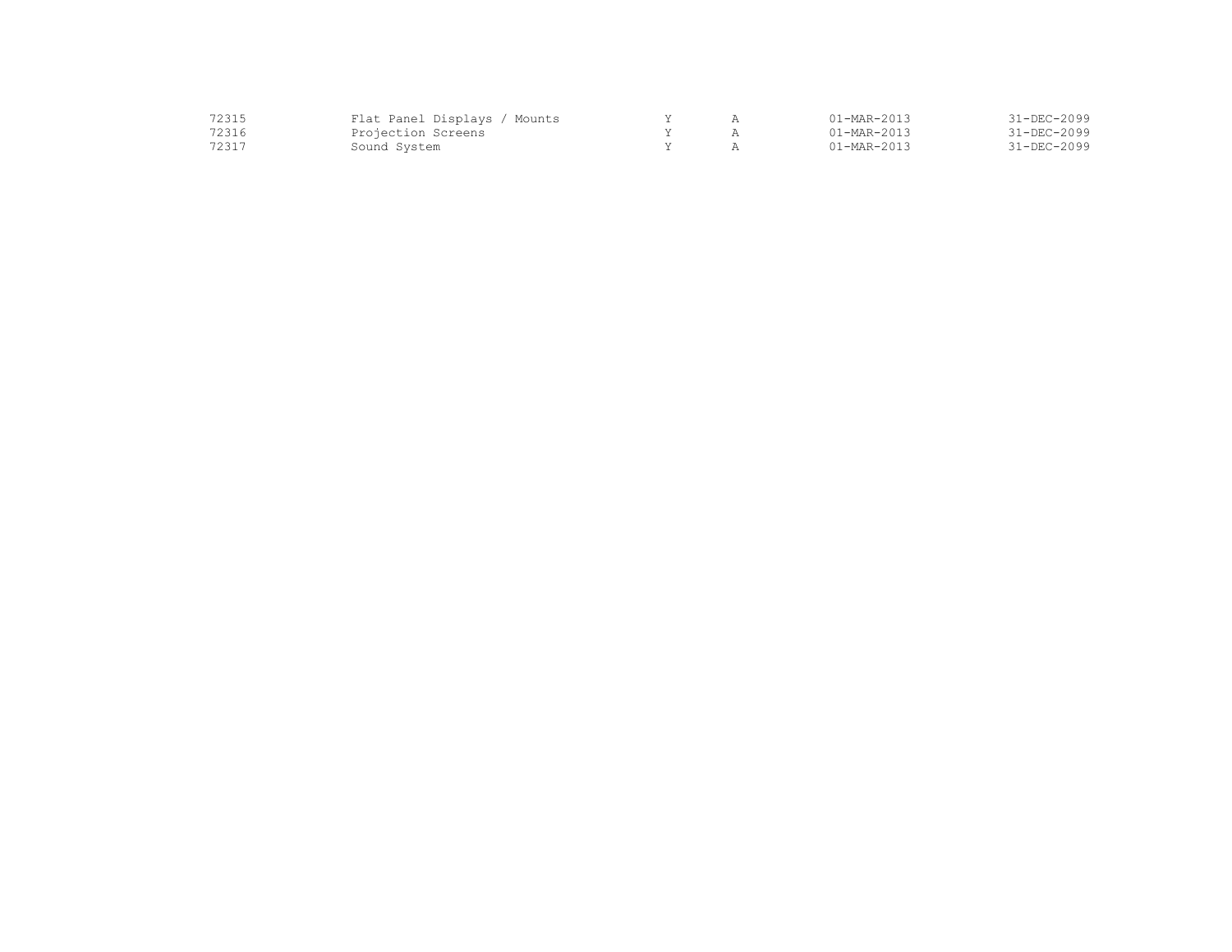| | | | | | |
|---|---|---|---|---|---|
| 72315 | Flat Panel Displays / Mounts | Y | A | 01-MAR-2013 | 31-DEC-2099 |
| 72316 | Projection Screens | Y | A | 01-MAR-2013 | 31-DEC-2099 |
| 72317 | Sound System | Y | A | 01-MAR-2013 | 31-DEC-2099 |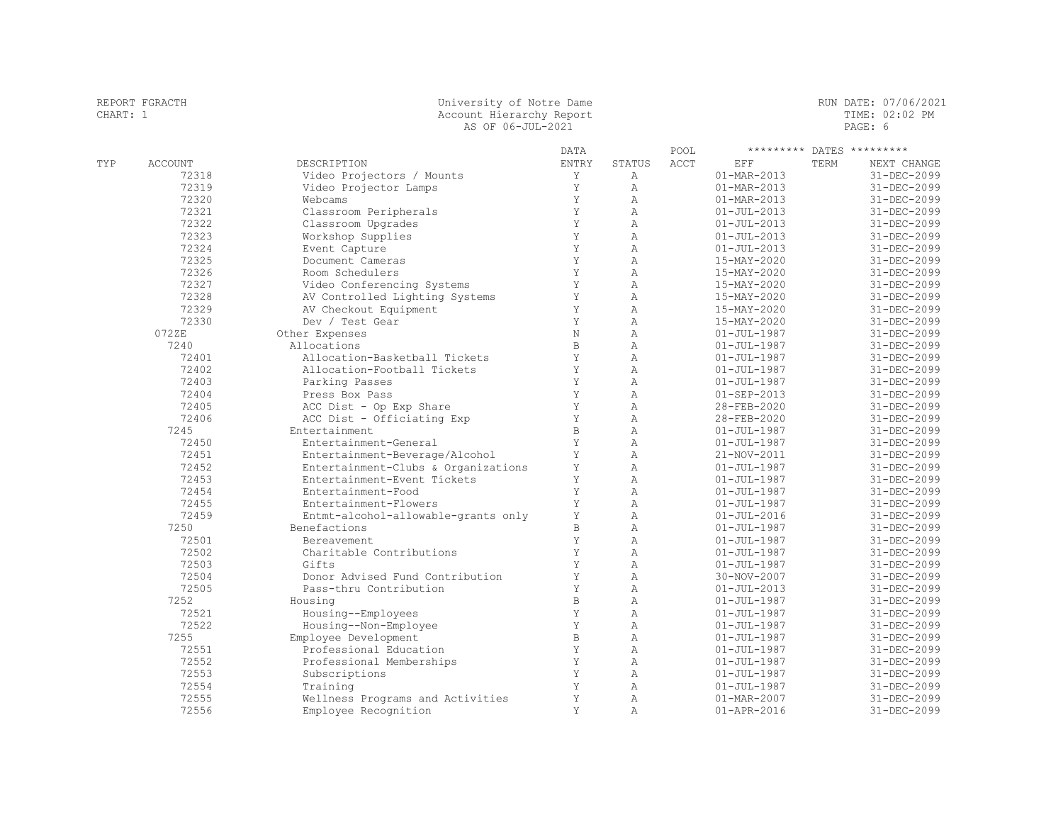REPORT FGRACTH
CHART: 1

University of Notre Dame
Account Hierarchy Report
AS OF 06-JUL-2021

RUN DATE: 07/06/2021
TIME: 02:02 PM

| TYP | ACCOUNT | DESCRIPTION | DATA ENTRY | STATUS | POOL ACCT | EFF | TERM | NEXT CHANGE |
|---|---|---|---|---|---|---|---|---|
| | 72318 | Video Projectors / Mounts | Y | A | | 01-MAR-2013 | | 31-DEC-2099 |
| | 72319 | Video Projector Lamps | Y | A | | 01-MAR-2013 | | 31-DEC-2099 |
| | 72320 | Webcams | Y | A | | 01-MAR-2013 | | 31-DEC-2099 |
| | 72321 | Classroom Peripherals | Y | A | | 01-JUL-2013 | | 31-DEC-2099 |
| | 72322 | Classroom Upgrades | Y | A | | 01-JUL-2013 | | 31-DEC-2099 |
| | 72323 | Workshop Supplies | Y | A | | 01-JUL-2013 | | 31-DEC-2099 |
| | 72324 | Event Capture | Y | A | | 01-JUL-2013 | | 31-DEC-2099 |
| | 72325 | Document Cameras | Y | A | | 15-MAY-2020 | | 31-DEC-2099 |
| | 72326 | Room Schedulers | Y | A | | 15-MAY-2020 | | 31-DEC-2099 |
| | 72327 | Video Conferencing Systems | Y | A | | 15-MAY-2020 | | 31-DEC-2099 |
| | 72328 | AV Controlled Lighting Systems | Y | A | | 15-MAY-2020 | | 31-DEC-2099 |
| | 72329 | AV Checkout Equipment | Y | A | | 15-MAY-2020 | | 31-DEC-2099 |
| | 72330 | Dev / Test Gear | Y | A | | 15-MAY-2020 | | 31-DEC-2099 |
| | 072ZE | Other Expenses | N | A | | 01-JUL-1987 | | 31-DEC-2099 |
| | 7240 | Allocations | B | A | | 01-JUL-1987 | | 31-DEC-2099 |
| | 72401 | Allocation-Basketball Tickets | Y | A | | 01-JUL-1987 | | 31-DEC-2099 |
| | 72402 | Allocation-Football Tickets | Y | A | | 01-JUL-1987 | | 31-DEC-2099 |
| | 72403 | Parking Passes | Y | A | | 01-JUL-1987 | | 31-DEC-2099 |
| | 72404 | Press Box Pass | Y | A | | 01-SEP-2013 | | 31-DEC-2099 |
| | 72405 | ACC Dist - Op Exp Share | Y | A | | 28-FEB-2020 | | 31-DEC-2099 |
| | 72406 | ACC Dist - Officiating Exp | Y | A | | 28-FEB-2020 | | 31-DEC-2099 |
| | 7245 | Entertainment | B | A | | 01-JUL-1987 | | 31-DEC-2099 |
| | 72450 | Entertainment-General | Y | A | | 01-JUL-1987 | | 31-DEC-2099 |
| | 72451 | Entertainment-Beverage/Alcohol | Y | A | | 21-NOV-2011 | | 31-DEC-2099 |
| | 72452 | Entertainment-Clubs & Organizations | Y | A | | 01-JUL-1987 | | 31-DEC-2099 |
| | 72453 | Entertainment-Event Tickets | Y | A | | 01-JUL-1987 | | 31-DEC-2099 |
| | 72454 | Entertainment-Food | Y | A | | 01-JUL-1987 | | 31-DEC-2099 |
| | 72455 | Entertainment-Flowers | Y | A | | 01-JUL-1987 | | 31-DEC-2099 |
| | 72459 | Entmt-alcohol-allowable-grants only | Y | A | | 01-JUL-2016 | | 31-DEC-2099 |
| | 7250 | Benefactions | B | A | | 01-JUL-1987 | | 31-DEC-2099 |
| | 72501 | Bereavement | Y | A | | 01-JUL-1987 | | 31-DEC-2099 |
| | 72502 | Charitable Contributions | Y | A | | 01-JUL-1987 | | 31-DEC-2099 |
| | 72503 | Gifts | Y | A | | 01-JUL-1987 | | 31-DEC-2099 |
| | 72504 | Donor Advised Fund Contribution | Y | A | | 30-NOV-2007 | | 31-DEC-2099 |
| | 72505 | Pass-thru Contribution | Y | A | | 01-JUL-2013 | | 31-DEC-2099 |
| | 7252 | Housing | B | A | | 01-JUL-1987 | | 31-DEC-2099 |
| | 72521 | Housing--Employees | Y | A | | 01-JUL-1987 | | 31-DEC-2099 |
| | 72522 | Housing--Non-Employee | Y | A | | 01-JUL-1987 | | 31-DEC-2099 |
| | 7255 | Employee Development | B | A | | 01-JUL-1987 | | 31-DEC-2099 |
| | 72551 | Professional Education | Y | A | | 01-JUL-1987 | | 31-DEC-2099 |
| | 72552 | Professional Memberships | Y | A | | 01-JUL-1987 | | 31-DEC-2099 |
| | 72553 | Subscriptions | Y | A | | 01-JUL-1987 | | 31-DEC-2099 |
| | 72554 | Training | Y | A | | 01-JUL-1987 | | 31-DEC-2099 |
| | 72555 | Wellness Programs and Activities | Y | A | | 01-MAR-2007 | | 31-DEC-2099 |
| | 72556 | Employee Recognition | Y | A | | 01-APR-2016 | | 31-DEC-2099 |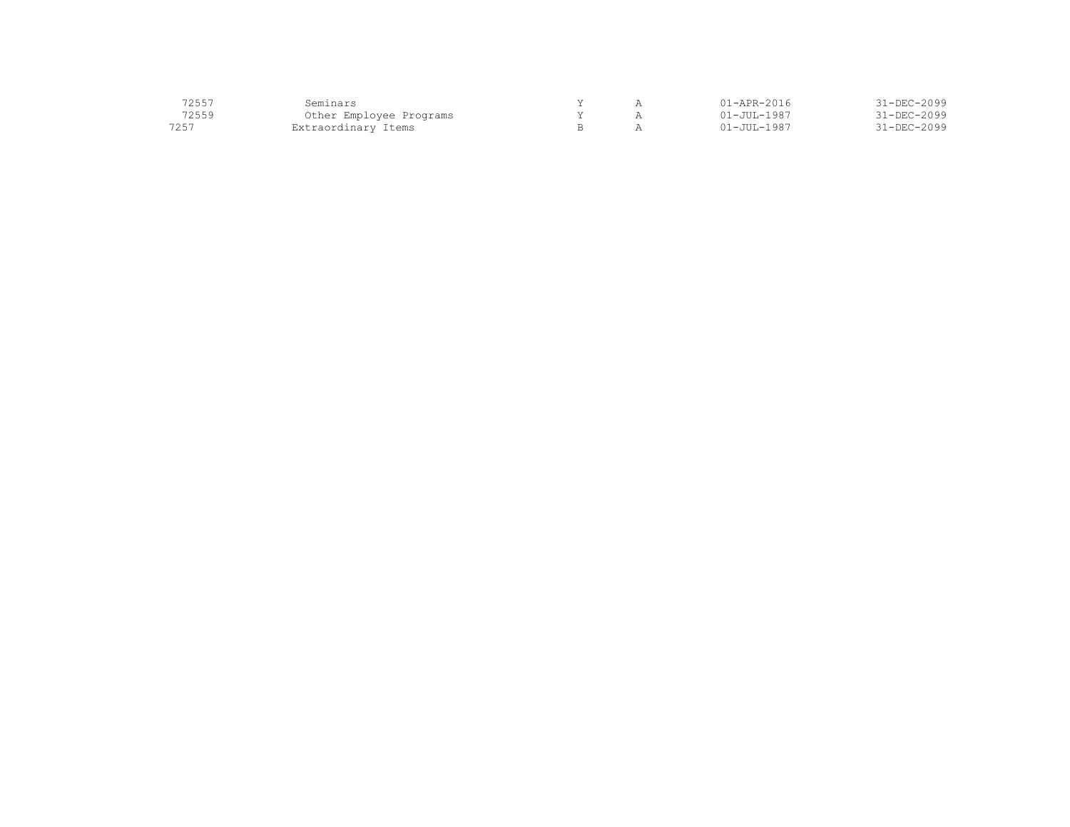| | | | | | |
|---|---|---|---|---|---|
| 72557 | Seminars | Y | A | 01-APR-2016 | 31-DEC-2099 |
| 72559 | Other Employee Programs | Y | A | 01-JUL-1987 | 31-DEC-2099 |
| 7257 | Extraordinary Items | B | A | 01-JUL-1987 | 31-DEC-2099 |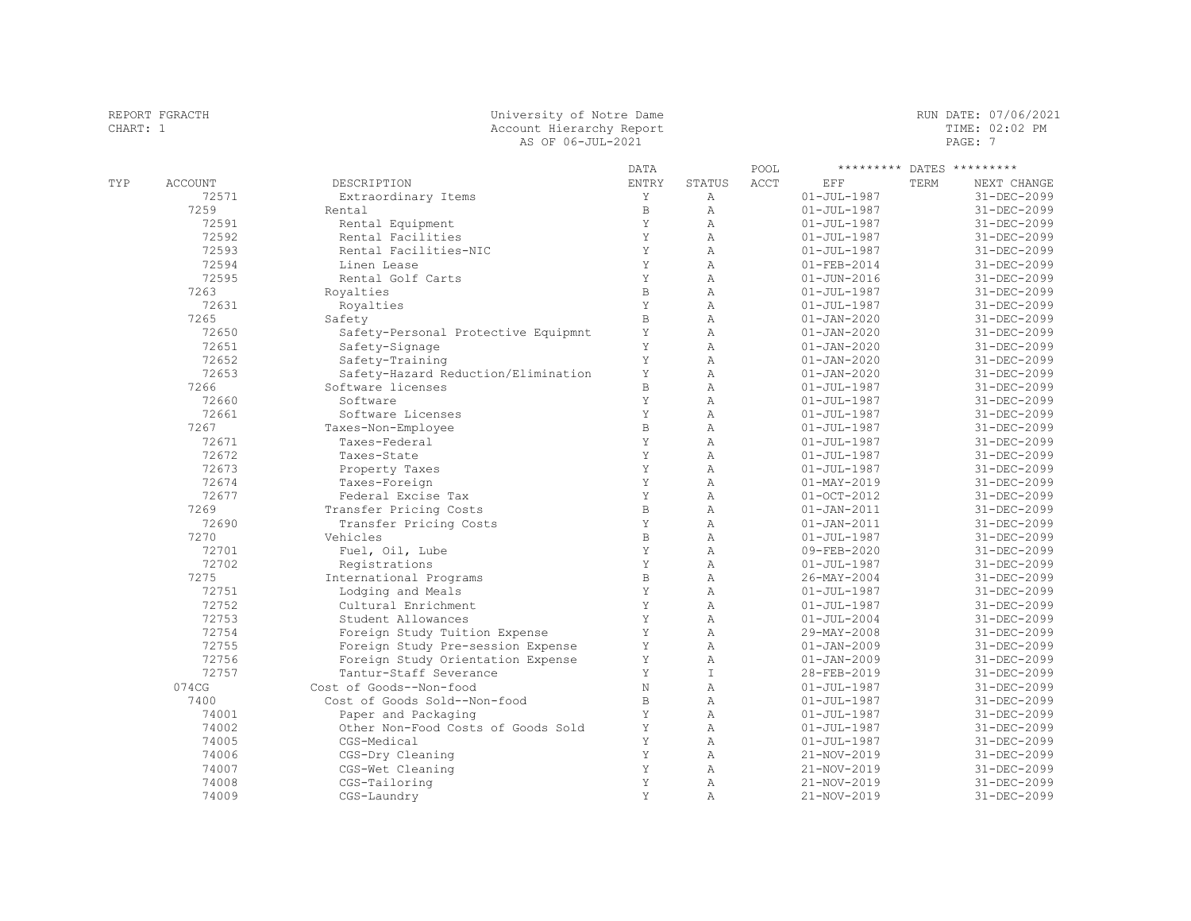REPORT FGRACTH
CHART: 1

University of Notre Dame
Account Hierarchy Report
AS OF 06-JUL-2021

RUN DATE: 07/06/2021
TIME: 02:02 PM

| TYP | ACCOUNT | DESCRIPTION | DATA ENTRY | STATUS | POOL ACCT | EFF | TERM | NEXT CHANGE |
|---|---|---|---|---|---|---|---|---|
| | 72571 | Extraordinary Items | Y | A | | 01-JUL-1987 | | 31-DEC-2099 |
| | 7259 | Rental | B | A | | 01-JUL-1987 | | 31-DEC-2099 |
| | 72591 | Rental Equipment | Y | A | | 01-JUL-1987 | | 31-DEC-2099 |
| | 72592 | Rental Facilities | Y | A | | 01-JUL-1987 | | 31-DEC-2099 |
| | 72593 | Rental Facilities-NIC | Y | A | | 01-JUL-1987 | | 31-DEC-2099 |
| | 72594 | Linen Lease | Y | A | | 01-FEB-2014 | | 31-DEC-2099 |
| | 72595 | Rental Golf Carts | Y | A | | 01-JUN-2016 | | 31-DEC-2099 |
| | 7263 | Royalties | B | A | | 01-JUL-1987 | | 31-DEC-2099 |
| | 72631 | Royalties | Y | A | | 01-JUL-1987 | | 31-DEC-2099 |
| | 7265 | Safety | B | A | | 01-JAN-2020 | | 31-DEC-2099 |
| | 72650 | Safety-Personal Protective Equipmnt | Y | A | | 01-JAN-2020 | | 31-DEC-2099 |
| | 72651 | Safety-Signage | Y | A | | 01-JAN-2020 | | 31-DEC-2099 |
| | 72652 | Safety-Training | Y | A | | 01-JAN-2020 | | 31-DEC-2099 |
| | 72653 | Safety-Hazard Reduction/Elimination | Y | A | | 01-JAN-2020 | | 31-DEC-2099 |
| | 7266 | Software licenses | B | A | | 01-JUL-1987 | | 31-DEC-2099 |
| | 72660 | Software | Y | A | | 01-JUL-1987 | | 31-DEC-2099 |
| | 72661 | Software Licenses | Y | A | | 01-JUL-1987 | | 31-DEC-2099 |
| | 7267 | Taxes-Non-Employee | B | A | | 01-JUL-1987 | | 31-DEC-2099 |
| | 72671 | Taxes-Federal | Y | A | | 01-JUL-1987 | | 31-DEC-2099 |
| | 72672 | Taxes-State | Y | A | | 01-JUL-1987 | | 31-DEC-2099 |
| | 72673 | Property Taxes | Y | A | | 01-JUL-1987 | | 31-DEC-2099 |
| | 72674 | Taxes-Foreign | Y | A | | 01-MAY-2019 | | 31-DEC-2099 |
| | 72677 | Federal Excise Tax | Y | A | | 01-OCT-2012 | | 31-DEC-2099 |
| | 7269 | Transfer Pricing Costs | B | A | | 01-JAN-2011 | | 31-DEC-2099 |
| | 72690 | Transfer Pricing Costs | Y | A | | 01-JAN-2011 | | 31-DEC-2099 |
| | 7270 | Vehicles | B | A | | 01-JUL-1987 | | 31-DEC-2099 |
| | 72701 | Fuel, Oil, Lube | Y | A | | 09-FEB-2020 | | 31-DEC-2099 |
| | 72702 | Registrations | Y | A | | 01-JUL-1987 | | 31-DEC-2099 |
| | 7275 | International Programs | B | A | | 26-MAY-2004 | | 31-DEC-2099 |
| | 72751 | Lodging and Meals | Y | A | | 01-JUL-1987 | | 31-DEC-2099 |
| | 72752 | Cultural Enrichment | Y | A | | 01-JUL-1987 | | 31-DEC-2099 |
| | 72753 | Student Allowances | Y | A | | 01-JUL-2004 | | 31-DEC-2099 |
| | 72754 | Foreign Study Tuition Expense | Y | A | | 29-MAY-2008 | | 31-DEC-2099 |
| | 72755 | Foreign Study Pre-session Expense | Y | A | | 01-JAN-2009 | | 31-DEC-2099 |
| | 72756 | Foreign Study Orientation Expense | Y | A | | 01-JAN-2009 | | 31-DEC-2099 |
| | 72757 | Tantur-Staff Severance | Y | I | | 28-FEB-2019 | | 31-DEC-2099 |
| | 074CG | Cost of Goods--Non-food | N | A | | 01-JUL-1987 | | 31-DEC-2099 |
| | 7400 | Cost of Goods Sold--Non-food | B | A | | 01-JUL-1987 | | 31-DEC-2099 |
| | 74001 | Paper and Packaging | Y | A | | 01-JUL-1987 | | 31-DEC-2099 |
| | 74002 | Other Non-Food Costs of Goods Sold | Y | A | | 01-JUL-1987 | | 31-DEC-2099 |
| | 74005 | CGS-Medical | Y | A | | 01-JUL-1987 | | 31-DEC-2099 |
| | 74006 | CGS-Dry Cleaning | Y | A | | 21-NOV-2019 | | 31-DEC-2099 |
| | 74007 | CGS-Wet Cleaning | Y | A | | 21-NOV-2019 | | 31-DEC-2099 |
| | 74008 | CGS-Tailoring | Y | A | | 21-NOV-2019 | | 31-DEC-2099 |
| | 74009 | CGS-Laundry | Y | A | | 21-NOV-2019 | | 31-DEC-2099 |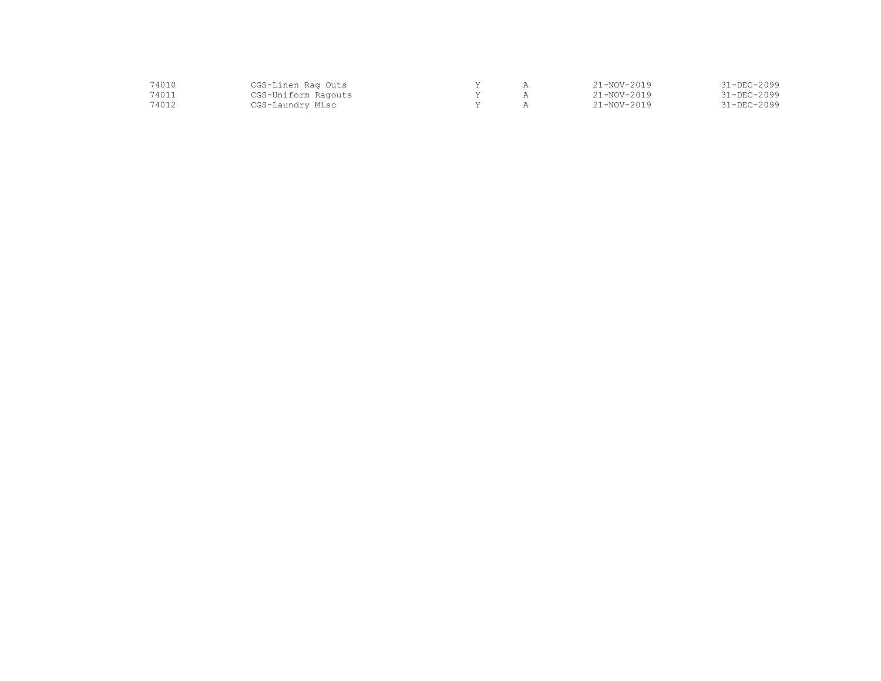| | | | | | |
|---|---|---|---|---|---|
| 74010 | CGS-Linen Rag Outs | Y | A | 21-NOV-2019 | 31-DEC-2099 |
| 74011 | CGS-Uniform Ragouts | Y | A | 21-NOV-2019 | 31-DEC-2099 |
| 74012 | CGS-Laundry Misc | Y | A | 21-NOV-2019 | 31-DEC-2099 |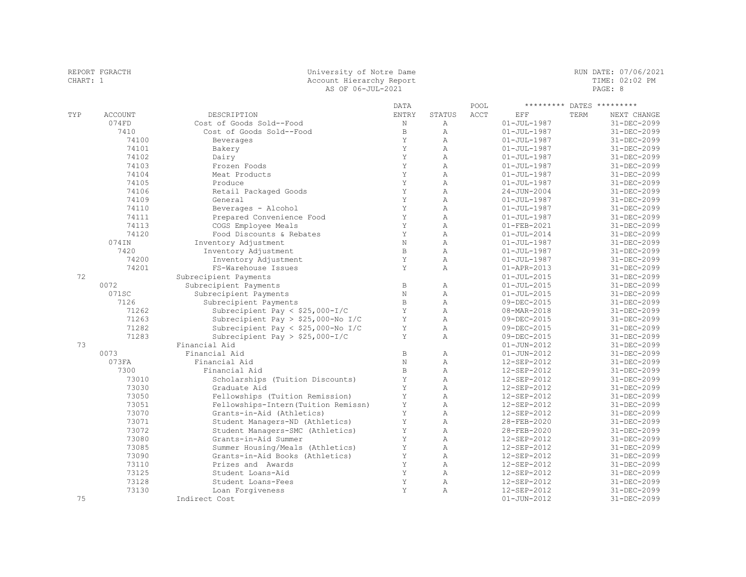REPORT FGRACTH
CHART: 1

University of Notre Dame
Account Hierarchy Report
AS OF 06-JUL-2021

RUN DATE: 07/06/2021
TIME: 02:02 PM

| TYP | ACCOUNT | DESCRIPTION | DATA ENTRY | STATUS | POOL ACCT | EFF | TERM | NEXT CHANGE |
|---|---|---|---|---|---|---|---|---|
| | 074FD | Cost of Goods Sold--Food | N | A | | 01-JUL-1987 | | 31-DEC-2099 |
| | 7410 | Cost of Goods Sold--Food | B | A | | 01-JUL-1987 | | 31-DEC-2099 |
| | 74100 | Beverages | Y | A | | 01-JUL-1987 | | 31-DEC-2099 |
| | 74101 | Bakery | Y | A | | 01-JUL-1987 | | 31-DEC-2099 |
| | 74102 | Dairy | Y | A | | 01-JUL-1987 | | 31-DEC-2099 |
| | 74103 | Frozen Foods | Y | A | | 01-JUL-1987 | | 31-DEC-2099 |
| | 74104 | Meat Products | Y | A | | 01-JUL-1987 | | 31-DEC-2099 |
| | 74105 | Produce | Y | A | | 01-JUL-1987 | | 31-DEC-2099 |
| | 74106 | Retail Packaged Goods | Y | A | | 24-JUN-2004 | | 31-DEC-2099 |
| | 74109 | General | Y | A | | 01-JUL-1987 | | 31-DEC-2099 |
| | 74110 | Beverages - Alcohol | Y | A | | 01-JUL-1987 | | 31-DEC-2099 |
| | 74111 | Prepared Convenience Food | Y | A | | 01-JUL-1987 | | 31-DEC-2099 |
| | 74113 | COGS Employee Meals | Y | A | | 01-FEB-2021 | | 31-DEC-2099 |
| | 74120 | Food Discounts & Rebates | Y | A | | 01-JUL-2014 | | 31-DEC-2099 |
| | 074IN | Inventory Adjustment | N | A | | 01-JUL-1987 | | 31-DEC-2099 |
| | 7420 | Inventory Adjustment | B | A | | 01-JUL-1987 | | 31-DEC-2099 |
| | 74200 | Inventory Adjustment | Y | A | | 01-JUL-1987 | | 31-DEC-2099 |
| | 74201 | FS-Warehouse Issues | Y | A | | 01-APR-2013 | | 31-DEC-2099 |
| 72 | | Subrecipient Payments | | | | 01-JUL-2015 | | 31-DEC-2099 |
| | 0072 | Subrecipient Payments | B | A | | 01-JUL-2015 | | 31-DEC-2099 |
| | 071SC | Subrecipient Payments | N | A | | 01-JUL-2015 | | 31-DEC-2099 |
| | 7126 | Subrecipient Payments | B | A | | 09-DEC-2015 | | 31-DEC-2099 |
| | 71262 | Subrecipient Pay < $25,000-I/C | Y | A | | 08-MAR-2018 | | 31-DEC-2099 |
| | 71263 | Subrecipient Pay > $25,000-No I/C | Y | A | | 09-DEC-2015 | | 31-DEC-2099 |
| | 71282 | Subrecipient Pay < $25,000-No I/C | Y | A | | 09-DEC-2015 | | 31-DEC-2099 |
| | 71283 | Subrecipient Pay > $25,000-I/C | Y | A | | 09-DEC-2015 | | 31-DEC-2099 |
| 73 | | Financial Aid | | | | 01-JUN-2012 | | 31-DEC-2099 |
| | 0073 | Financial Aid | B | A | | 01-JUN-2012 | | 31-DEC-2099 |
| | 073FA | Financial Aid | N | A | | 12-SEP-2012 | | 31-DEC-2099 |
| | 7300 | Financial Aid | B | A | | 12-SEP-2012 | | 31-DEC-2099 |
| | 73010 | Scholarships (Tuition Discounts) | Y | A | | 12-SEP-2012 | | 31-DEC-2099 |
| | 73030 | Graduate Aid | Y | A | | 12-SEP-2012 | | 31-DEC-2099 |
| | 73050 | Fellowships (Tuition Remission) | Y | A | | 12-SEP-2012 | | 31-DEC-2099 |
| | 73051 | Fellowships-Intern(Tuition Remissn) | Y | A | | 12-SEP-2012 | | 31-DEC-2099 |
| | 73070 | Grants-in-Aid (Athletics) | Y | A | | 12-SEP-2012 | | 31-DEC-2099 |
| | 73071 | Student Managers-ND (Athletics) | Y | A | | 28-FEB-2020 | | 31-DEC-2099 |
| | 73072 | Student Managers-SMC (Athletics) | Y | A | | 28-FEB-2020 | | 31-DEC-2099 |
| | 73080 | Grants-in-Aid Summer | Y | A | | 12-SEP-2012 | | 31-DEC-2099 |
| | 73085 | Summer Housing/Meals (Athletics) | Y | A | | 12-SEP-2012 | | 31-DEC-2099 |
| | 73090 | Grants-in-Aid Books (Athletics) | Y | A | | 12-SEP-2012 | | 31-DEC-2099 |
| | 73110 | Prizes and Awards | Y | A | | 12-SEP-2012 | | 31-DEC-2099 |
| | 73125 | Student Loans-Aid | Y | A | | 12-SEP-2012 | | 31-DEC-2099 |
| | 73128 | Student Loans-Fees | Y | A | | 12-SEP-2012 | | 31-DEC-2099 |
| | 73130 | Loan Forgiveness | Y | A | | 12-SEP-2012 | | 31-DEC-2099 |
| 75 | | Indirect Cost | | | | 01-JUN-2012 | | 31-DEC-2099 |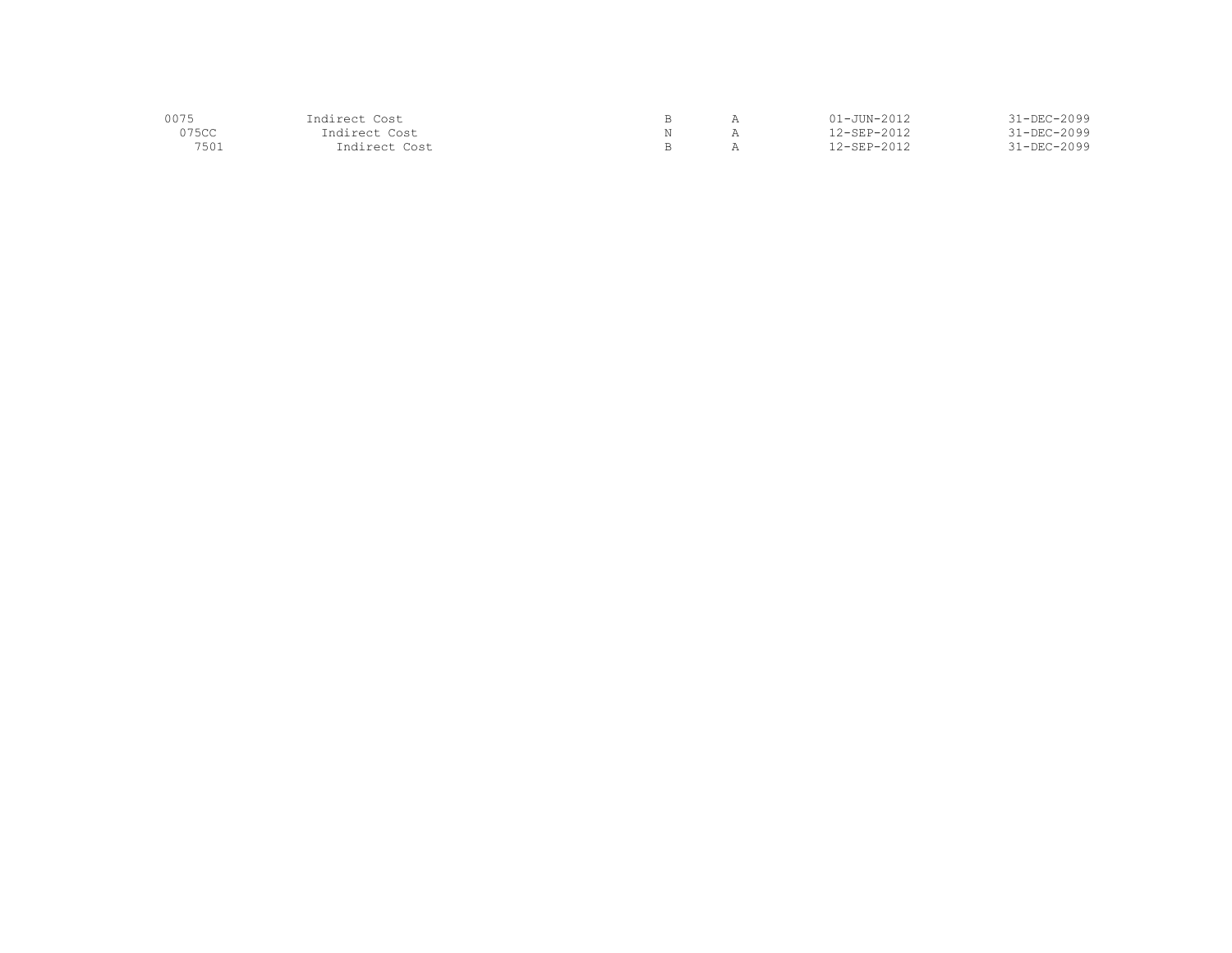| | | | | | |
|---|---|---|---|---|---|
| 0075 | Indirect Cost | B | A | 01-JUN-2012 | 31-DEC-2099 |
| 075CC | Indirect Cost | N | A | 12-SEP-2012 | 31-DEC-2099 |
| 7501 | Indirect Cost | B | A | 12-SEP-2012 | 31-DEC-2099 |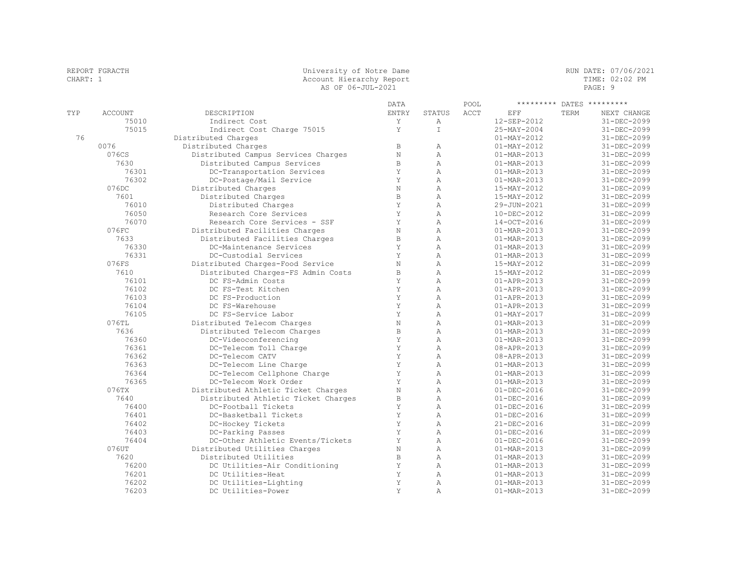REPORT FGRACTH
CHART: 1

University of Notre Dame
Account Hierarchy Report
AS OF 06-JUL-2021

RUN DATE: 07/06/2021
TIME: 02:02 PM

| TYP | ACCOUNT | DESCRIPTION | DATA ENTRY | STATUS | POOL ACCT | EFF | TERM | NEXT CHANGE |
|---|---|---|---|---|---|---|---|---|
| | 75010 | Indirect Cost | Y | A | | 12-SEP-2012 | | 31-DEC-2099 |
| | 75015 | Indirect Cost Charge 75015 | Y | I | | 25-MAY-2004 | | 31-DEC-2099 |
| 76 | | Distributed Charges | | | | 01-MAY-2012 | | 31-DEC-2099 |
| | 0076 | Distributed Charges | B | A | | 01-MAY-2012 | | 31-DEC-2099 |
| | 076CS | Distributed Campus Services Charges | N | A | | 01-MAR-2013 | | 31-DEC-2099 |
| | 7630 | Distributed Campus Services | B | A | | 01-MAR-2013 | | 31-DEC-2099 |
| | 76301 | DC-Transportation Services | Y | A | | 01-MAR-2013 | | 31-DEC-2099 |
| | 76302 | DC-Postage/Mail Service | Y | A | | 01-MAR-2013 | | 31-DEC-2099 |
| | 076DC | Distributed Charges | N | A | | 15-MAY-2012 | | 31-DEC-2099 |
| | 7601 | Distributed Charges | B | A | | 15-MAY-2012 | | 31-DEC-2099 |
| | 76010 | Distributed Charges | Y | A | | 29-JUN-2021 | | 31-DEC-2099 |
| | 76050 | Research Core Services | Y | A | | 10-DEC-2012 | | 31-DEC-2099 |
| | 76070 | Research Core Services - SSF | Y | A | | 14-OCT-2016 | | 31-DEC-2099 |
| | 076FC | Distributed Facilities Charges | N | A | | 01-MAR-2013 | | 31-DEC-2099 |
| | 7633 | Distributed Facilities Charges | B | A | | 01-MAR-2013 | | 31-DEC-2099 |
| | 76330 | DC-Maintenance Services | Y | A | | 01-MAR-2013 | | 31-DEC-2099 |
| | 76331 | DC-Custodial Services | Y | A | | 01-MAR-2013 | | 31-DEC-2099 |
| | 076FS | Distributed Charges-Food Service | N | A | | 15-MAY-2012 | | 31-DEC-2099 |
| | 7610 | Distributed Charges-FS Admin Costs | B | A | | 15-MAY-2012 | | 31-DEC-2099 |
| | 76101 | DC FS-Admin Costs | Y | A | | 01-APR-2013 | | 31-DEC-2099 |
| | 76102 | DC FS-Test Kitchen | Y | A | | 01-APR-2013 | | 31-DEC-2099 |
| | 76103 | DC FS-Production | Y | A | | 01-APR-2013 | | 31-DEC-2099 |
| | 76104 | DC FS-Warehouse | Y | A | | 01-APR-2013 | | 31-DEC-2099 |
| | 76105 | DC FS-Service Labor | Y | A | | 01-MAY-2017 | | 31-DEC-2099 |
| | 076TL | Distributed Telecom Charges | N | A | | 01-MAR-2013 | | 31-DEC-2099 |
| | 7636 | Distributed Telecom Charges | B | A | | 01-MAR-2013 | | 31-DEC-2099 |
| | 76360 | DC-Videoconferencing | Y | A | | 01-MAR-2013 | | 31-DEC-2099 |
| | 76361 | DC-Telecom Toll Charge | Y | A | | 08-APR-2013 | | 31-DEC-2099 |
| | 76362 | DC-Telecom CATV | Y | A | | 08-APR-2013 | | 31-DEC-2099 |
| | 76363 | DC-Telecom Line Charge | Y | A | | 01-MAR-2013 | | 31-DEC-2099 |
| | 76364 | DC-Telecom Cellphone Charge | Y | A | | 01-MAR-2013 | | 31-DEC-2099 |
| | 76365 | DC-Telecom Work Order | Y | A | | 01-MAR-2013 | | 31-DEC-2099 |
| | 076TX | Distributed Athletic Ticket Charges | N | A | | 01-DEC-2016 | | 31-DEC-2099 |
| | 7640 | Distributed Athletic Ticket Charges | B | A | | 01-DEC-2016 | | 31-DEC-2099 |
| | 76400 | DC-Football Tickets | Y | A | | 01-DEC-2016 | | 31-DEC-2099 |
| | 76401 | DC-Basketball Tickets | Y | A | | 01-DEC-2016 | | 31-DEC-2099 |
| | 76402 | DC-Hockey Tickets | Y | A | | 21-DEC-2016 | | 31-DEC-2099 |
| | 76403 | DC-Parking Passes | Y | A | | 01-DEC-2016 | | 31-DEC-2099 |
| | 76404 | DC-Other Athletic Events/Tickets | Y | A | | 01-DEC-2016 | | 31-DEC-2099 |
| | 076UT | Distributed Utilities Charges | N | A | | 01-MAR-2013 | | 31-DEC-2099 |
| | 7620 | Distributed Utilities | B | A | | 01-MAR-2013 | | 31-DEC-2099 |
| | 76200 | DC Utilities-Air Conditioning | Y | A | | 01-MAR-2013 | | 31-DEC-2099 |
| | 76201 | DC Utilities-Heat | Y | A | | 01-MAR-2013 | | 31-DEC-2099 |
| | 76202 | DC Utilities-Lighting | Y | A | | 01-MAR-2013 | | 31-DEC-2099 |
| | 76203 | DC Utilities-Power | Y | A | | 01-MAR-2013 | | 31-DEC-2099 |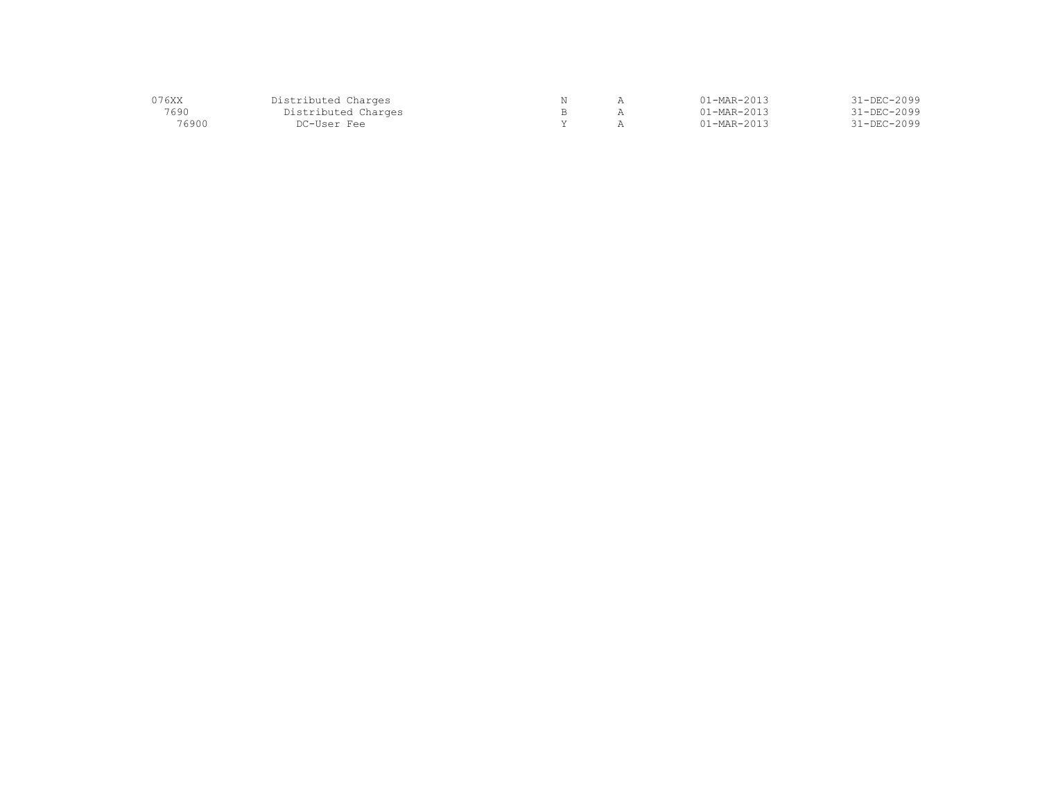| | | | | | |
|---|---|---|---|---|---|
| 076XX | Distributed Charges | N | A | 01-MAR-2013 | 31-DEC-2099 |
| 7690 | Distributed Charges | B | A | 01-MAR-2013 | 31-DEC-2099 |
| 76900 | DC-User Fee | Y | A | 01-MAR-2013 | 31-DEC-2099 |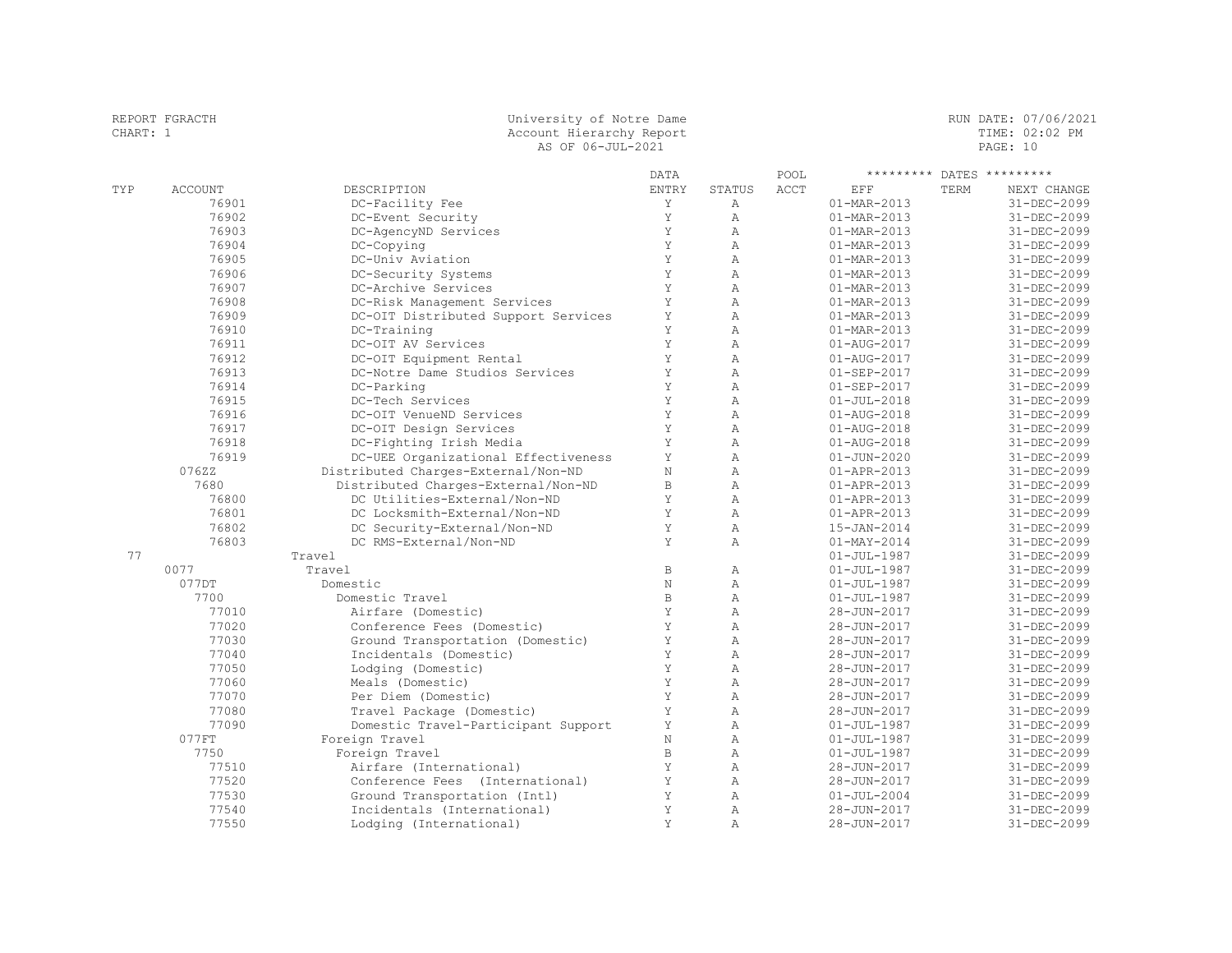| TYP | ACCOUNT | DESCRIPTION | DATA ENTRY | STATUS | POOL ACCT | EFF | TERM | NEXT CHANGE |
|---|---|---|---|---|---|---|---|---|
| | 76901 | DC-Facility Fee | Y | A | | 01-MAR-2013 | | 31-DEC-2099 |
| | 76902 | DC-Event Security | Y | A | | 01-MAR-2013 | | 31-DEC-2099 |
| | 76903 | DC-AgencyND Services | Y | A | | 01-MAR-2013 | | 31-DEC-2099 |
| | 76904 | DC-Copying | Y | A | | 01-MAR-2013 | | 31-DEC-2099 |
| | 76905 | DC-Univ Aviation | Y | A | | 01-MAR-2013 | | 31-DEC-2099 |
| | 76906 | DC-Security Systems | Y | A | | 01-MAR-2013 | | 31-DEC-2099 |
| | 76907 | DC-Archive Services | Y | A | | 01-MAR-2013 | | 31-DEC-2099 |
| | 76908 | DC-Risk Management Services | Y | A | | 01-MAR-2013 | | 31-DEC-2099 |
| | 76909 | DC-OIT Distributed Support Services | Y | A | | 01-MAR-2013 | | 31-DEC-2099 |
| | 76910 | DC-Training | Y | A | | 01-MAR-2013 | | 31-DEC-2099 |
| | 76911 | DC-OIT AV Services | Y | A | | 01-AUG-2017 | | 31-DEC-2099 |
| | 76912 | DC-OIT Equipment Rental | Y | A | | 01-AUG-2017 | | 31-DEC-2099 |
| | 76913 | DC-Notre Dame Studios Services | Y | A | | 01-SEP-2017 | | 31-DEC-2099 |
| | 76914 | DC-Parking | Y | A | | 01-SEP-2017 | | 31-DEC-2099 |
| | 76915 | DC-Tech Services | Y | A | | 01-JUL-2018 | | 31-DEC-2099 |
| | 76916 | DC-OIT VenueND Services | Y | A | | 01-AUG-2018 | | 31-DEC-2099 |
| | 76917 | DC-OIT Design Services | Y | A | | 01-AUG-2018 | | 31-DEC-2099 |
| | 76918 | DC-Fighting Irish Media | Y | A | | 01-AUG-2018 | | 31-DEC-2099 |
| | 76919 | DC-UEE Organizational Effectiveness | Y | A | | 01-JUN-2020 | | 31-DEC-2099 |
| | 076ZZ | Distributed Charges-External/Non-ND | N | A | | 01-APR-2013 | | 31-DEC-2099 |
| | 7680 | Distributed Charges-External/Non-ND | B | A | | 01-APR-2013 | | 31-DEC-2099 |
| | 76800 | DC Utilities-External/Non-ND | Y | A | | 01-APR-2013 | | 31-DEC-2099 |
| | 76801 | DC Locksmith-External/Non-ND | Y | A | | 01-APR-2013 | | 31-DEC-2099 |
| | 76802 | DC Security-External/Non-ND | Y | A | | 15-JAN-2014 | | 31-DEC-2099 |
| | 76803 | DC RMS-External/Non-ND | Y | A | | 01-MAY-2014 | | 31-DEC-2099 |
| 77 | | Travel | | | | 01-JUL-1987 | | 31-DEC-2099 |
| | 0077 | Travel | B | A | | 01-JUL-1987 | | 31-DEC-2099 |
| | 077DT | Domestic | N | A | | 01-JUL-1987 | | 31-DEC-2099 |
| | 7700 | Domestic Travel | B | A | | 01-JUL-1987 | | 31-DEC-2099 |
| | 77010 | Airfare (Domestic) | Y | A | | 28-JUN-2017 | | 31-DEC-2099 |
| | 77020 | Conference Fees (Domestic) | Y | A | | 28-JUN-2017 | | 31-DEC-2099 |
| | 77030 | Ground Transportation (Domestic) | Y | A | | 28-JUN-2017 | | 31-DEC-2099 |
| | 77040 | Incidentals (Domestic) | Y | A | | 28-JUN-2017 | | 31-DEC-2099 |
| | 77050 | Lodging (Domestic) | Y | A | | 28-JUN-2017 | | 31-DEC-2099 |
| | 77060 | Meals (Domestic) | Y | A | | 28-JUN-2017 | | 31-DEC-2099 |
| | 77070 | Per Diem (Domestic) | Y | A | | 28-JUN-2017 | | 31-DEC-2099 |
| | 77080 | Travel Package (Domestic) | Y | A | | 28-JUN-2017 | | 31-DEC-2099 |
| | 77090 | Domestic Travel-Participant Support | Y | A | | 01-JUL-1987 | | 31-DEC-2099 |
| | 077FT | Foreign Travel | N | A | | 01-JUL-1987 | | 31-DEC-2099 |
| | 7750 | Foreign Travel | B | A | | 01-JUL-1987 | | 31-DEC-2099 |
| | 77510 | Airfare (International) | Y | A | | 28-JUN-2017 | | 31-DEC-2099 |
| | 77520 | Conference Fees (International) | Y | A | | 28-JUN-2017 | | 31-DEC-2099 |
| | 77530 | Ground Transportation (Intl) | Y | A | | 01-JUL-2004 | | 31-DEC-2099 |
| | 77540 | Incidentals (International) | Y | A | | 28-JUN-2017 | | 31-DEC-2099 |
| | 77550 | Lodging (International) | Y | A | | 28-JUN-2017 | | 31-DEC-2099 |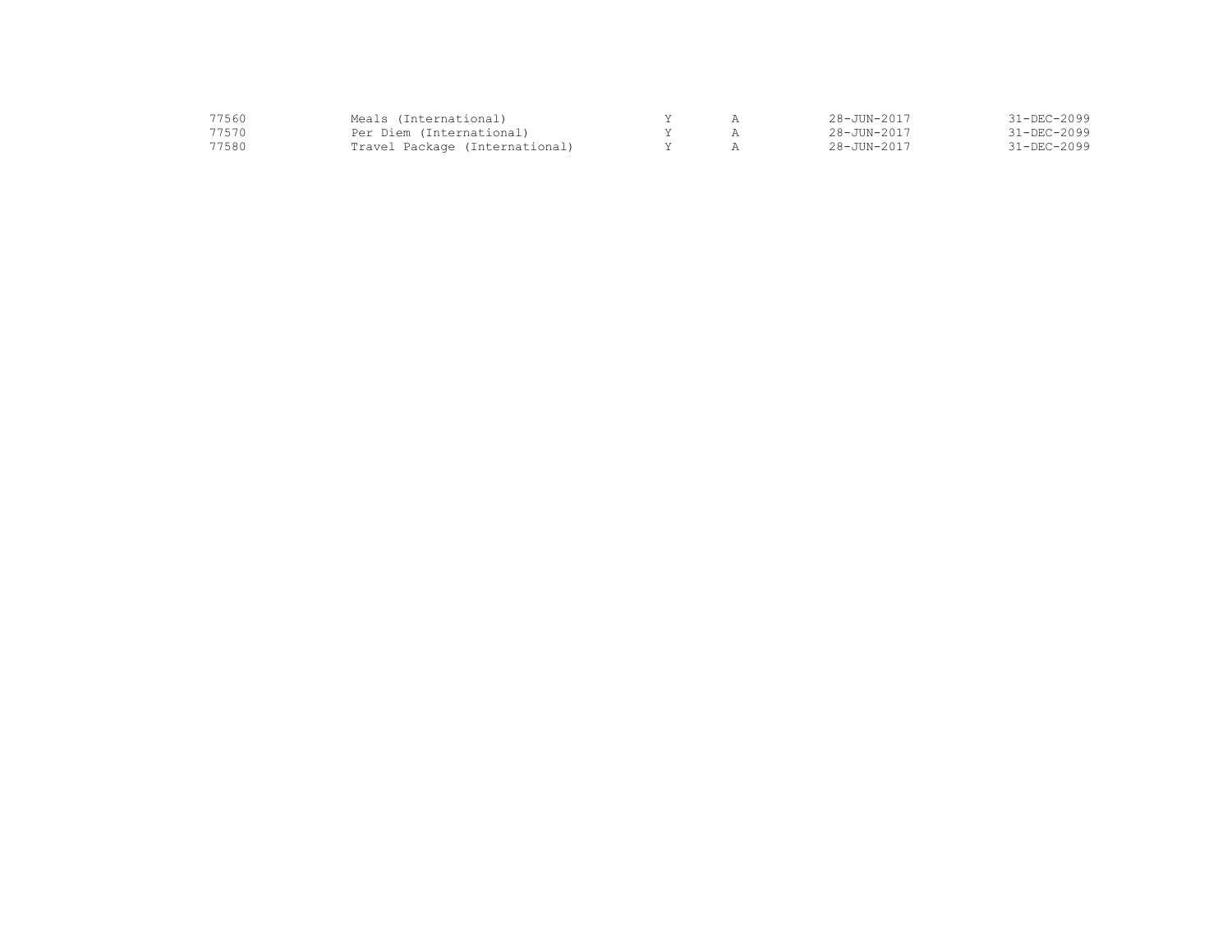| | | | | | |
|---|---|---|---|---|---|
| 77560 | Meals (International) | Y | A | 28-JUN-2017 | 31-DEC-2099 |
| 77570 | Per Diem (International) | Y | A | 28-JUN-2017 | 31-DEC-2099 |
| 77580 | Travel Package (International) | Y | A | 28-JUN-2017 | 31-DEC-2099 |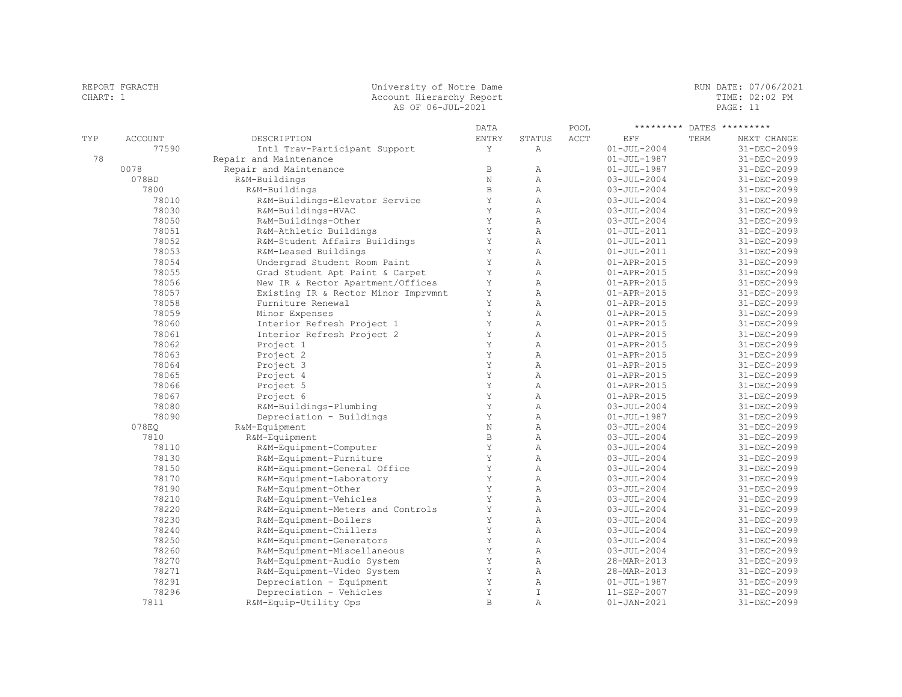REPORT FGRACTH
CHART: 1

University of Notre Dame
Account Hierarchy Report
AS OF 06-JUL-2021

RUN DATE: 07/06/2021
TIME: 02:02 PM

| TYP | ACCOUNT | DESCRIPTION | DATA ENTRY | STATUS | POOL ACCT | EFF | TERM | NEXT CHANGE |
|---|---|---|---|---|---|---|---|---|
| | 77590 | Intl Trav-Participant Support | Y | A | | 01-JUL-2004 | | 31-DEC-2099 |
| 78 | | Repair and Maintenance | | | | 01-JUL-1987 | | 31-DEC-2099 |
| | 0078 | Repair and Maintenance | B | A | | 01-JUL-1987 | | 31-DEC-2099 |
| | 078BD | R&M-Buildings | N | A | | 03-JUL-2004 | | 31-DEC-2099 |
| | 7800 | R&M-Buildings | B | A | | 03-JUL-2004 | | 31-DEC-2099 |
| | 78010 | R&M-Buildings-Elevator Service | Y | A | | 03-JUL-2004 | | 31-DEC-2099 |
| | 78030 | R&M-Buildings-HVAC | Y | A | | 03-JUL-2004 | | 31-DEC-2099 |
| | 78050 | R&M-Buildings-Other | Y | A | | 03-JUL-2004 | | 31-DEC-2099 |
| | 78051 | R&M-Athletic Buildings | Y | A | | 01-JUL-2011 | | 31-DEC-2099 |
| | 78052 | R&M-Student Affairs Buildings | Y | A | | 01-JUL-2011 | | 31-DEC-2099 |
| | 78053 | R&M-Leased Buildings | Y | A | | 01-JUL-2011 | | 31-DEC-2099 |
| | 78054 | Undergrad Student Room Paint | Y | A | | 01-APR-2015 | | 31-DEC-2099 |
| | 78055 | Grad Student Apt Paint & Carpet | Y | A | | 01-APR-2015 | | 31-DEC-2099 |
| | 78056 | New IR & Rector Apartment/Offices | Y | A | | 01-APR-2015 | | 31-DEC-2099 |
| | 78057 | Existing IR & Rector Minor Imprvmnt | Y | A | | 01-APR-2015 | | 31-DEC-2099 |
| | 78058 | Furniture Renewal | Y | A | | 01-APR-2015 | | 31-DEC-2099 |
| | 78059 | Minor Expenses | Y | A | | 01-APR-2015 | | 31-DEC-2099 |
| | 78060 | Interior Refresh Project 1 | Y | A | | 01-APR-2015 | | 31-DEC-2099 |
| | 78061 | Interior Refresh Project 2 | Y | A | | 01-APR-2015 | | 31-DEC-2099 |
| | 78062 | Project 1 | Y | A | | 01-APR-2015 | | 31-DEC-2099 |
| | 78063 | Project 2 | Y | A | | 01-APR-2015 | | 31-DEC-2099 |
| | 78064 | Project 3 | Y | A | | 01-APR-2015 | | 31-DEC-2099 |
| | 78065 | Project 4 | Y | A | | 01-APR-2015 | | 31-DEC-2099 |
| | 78066 | Project 5 | Y | A | | 01-APR-2015 | | 31-DEC-2099 |
| | 78067 | Project 6 | Y | A | | 01-APR-2015 | | 31-DEC-2099 |
| | 78080 | R&M-Buildings-Plumbing | Y | A | | 03-JUL-2004 | | 31-DEC-2099 |
| | 78090 | Depreciation - Buildings | Y | A | | 01-JUL-1987 | | 31-DEC-2099 |
| | 078EQ | R&M-Equipment | N | A | | 03-JUL-2004 | | 31-DEC-2099 |
| | 7810 | R&M-Equipment | B | A | | 03-JUL-2004 | | 31-DEC-2099 |
| | 78110 | R&M-Equipment-Computer | Y | A | | 03-JUL-2004 | | 31-DEC-2099 |
| | 78130 | R&M-Equipment-Furniture | Y | A | | 03-JUL-2004 | | 31-DEC-2099 |
| | 78150 | R&M-Equipment-General Office | Y | A | | 03-JUL-2004 | | 31-DEC-2099 |
| | 78170 | R&M-Equipment-Laboratory | Y | A | | 03-JUL-2004 | | 31-DEC-2099 |
| | 78190 | R&M-Equipment-Other | Y | A | | 03-JUL-2004 | | 31-DEC-2099 |
| | 78210 | R&M-Equipment-Vehicles | Y | A | | 03-JUL-2004 | | 31-DEC-2099 |
| | 78220 | R&M-Equipment-Meters and Controls | Y | A | | 03-JUL-2004 | | 31-DEC-2099 |
| | 78230 | R&M-Equipment-Boilers | Y | A | | 03-JUL-2004 | | 31-DEC-2099 |
| | 78240 | R&M-Equipment-Chillers | Y | A | | 03-JUL-2004 | | 31-DEC-2099 |
| | 78250 | R&M-Equipment-Generators | Y | A | | 03-JUL-2004 | | 31-DEC-2099 |
| | 78260 | R&M-Equipment-Miscellaneous | Y | A | | 03-JUL-2004 | | 31-DEC-2099 |
| | 78270 | R&M-Equipment-Audio System | Y | A | | 28-MAR-2013 | | 31-DEC-2099 |
| | 78271 | R&M-Equipment-Video System | Y | A | | 28-MAR-2013 | | 31-DEC-2099 |
| | 78291 | Depreciation - Equipment | Y | A | | 01-JUL-1987 | | 31-DEC-2099 |
| | 78296 | Depreciation - Vehicles | Y | I | | 11-SEP-2007 | | 31-DEC-2099 |
| | 7811 | R&M-Equip-Utility Ops | B | A | | 01-JAN-2021 | | 31-DEC-2099 |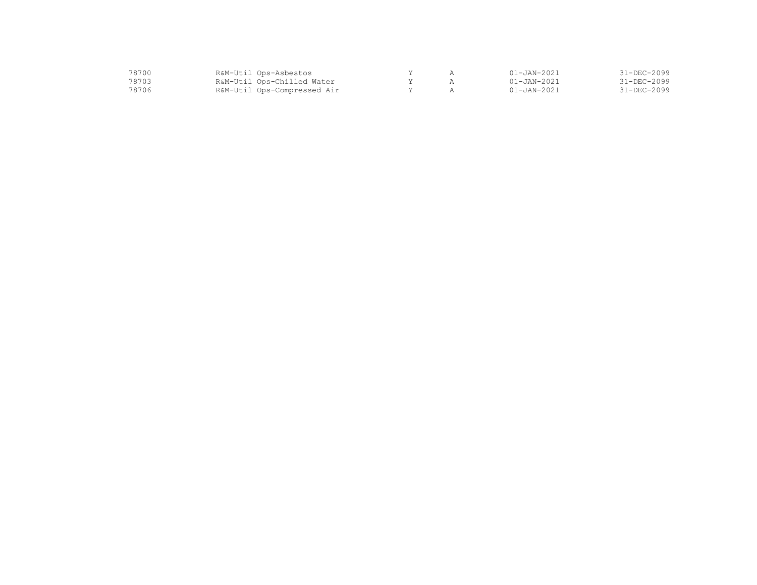| | | | | | |
|---|---|---|---|---|---|
| 78700 | R&M-Util Ops-Asbestos | Y | A | 01-JAN-2021 | 31-DEC-2099 |
| 78703 | R&M-Util Ops-Chilled Water | Y | A | 01-JAN-2021 | 31-DEC-2099 |
| 78706 | R&M-Util Ops-Compressed Air | Y | A | 01-JAN-2021 | 31-DEC-2099 |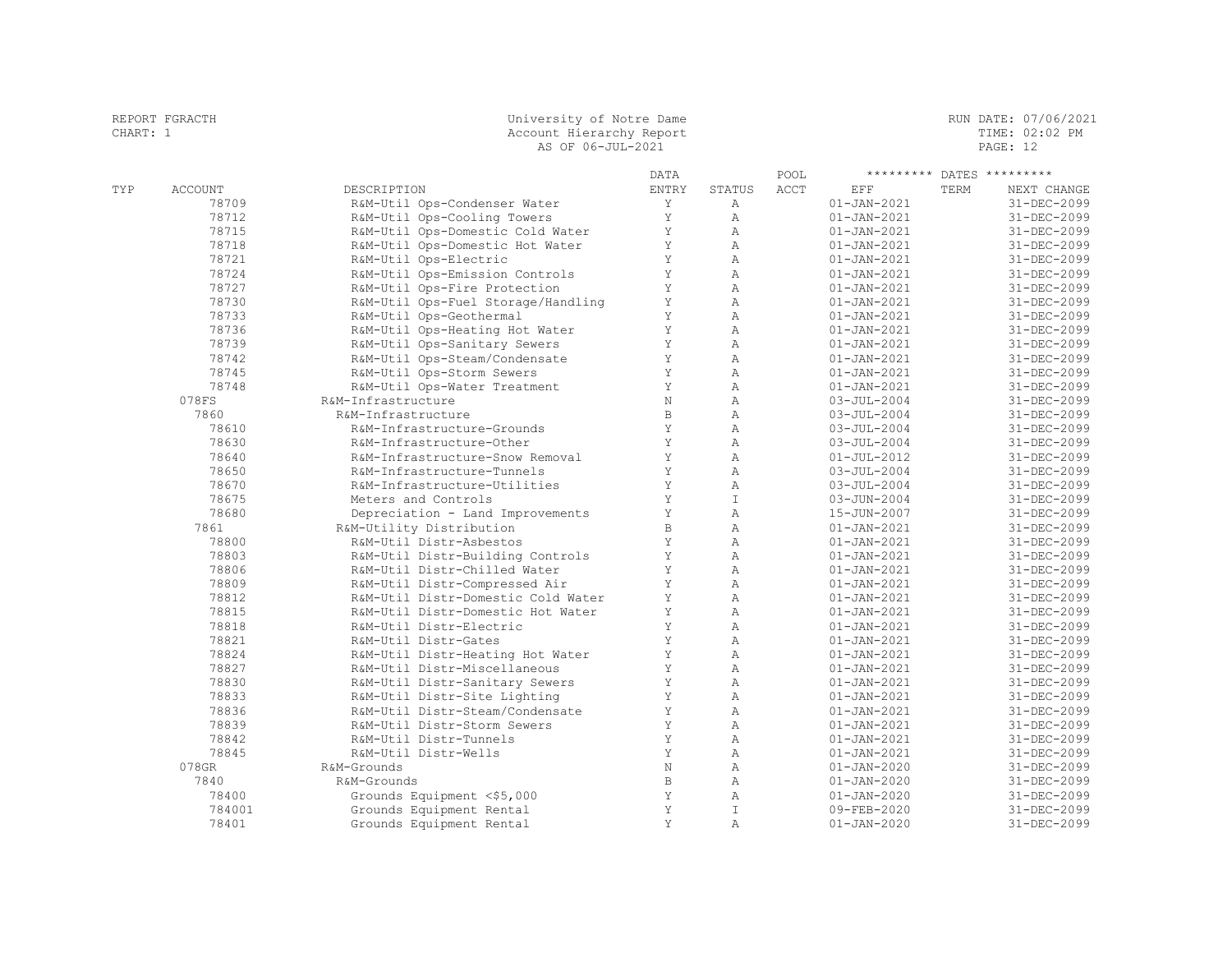| TYP | ACCOUNT | DESCRIPTION | DATA ENTRY | STATUS | POOL ACCT | EFF | TERM | NEXT CHANGE |
|---|---|---|---|---|---|---|---|---|
| | 78709 | R&M-Util Ops-Condenser Water | Y | A | | 01-JAN-2021 | | 31-DEC-2099 |
| | 78712 | R&M-Util Ops-Cooling Towers | Y | A | | 01-JAN-2021 | | 31-DEC-2099 |
| | 78715 | R&M-Util Ops-Domestic Cold Water | Y | A | | 01-JAN-2021 | | 31-DEC-2099 |
| | 78718 | R&M-Util Ops-Domestic Hot Water | Y | A | | 01-JAN-2021 | | 31-DEC-2099 |
| | 78721 | R&M-Util Ops-Electric | Y | A | | 01-JAN-2021 | | 31-DEC-2099 |
| | 78724 | R&M-Util Ops-Emission Controls | Y | A | | 01-JAN-2021 | | 31-DEC-2099 |
| | 78727 | R&M-Util Ops-Fire Protection | Y | A | | 01-JAN-2021 | | 31-DEC-2099 |
| | 78730 | R&M-Util Ops-Fuel Storage/Handling | Y | A | | 01-JAN-2021 | | 31-DEC-2099 |
| | 78733 | R&M-Util Ops-Geothermal | Y | A | | 01-JAN-2021 | | 31-DEC-2099 |
| | 78736 | R&M-Util Ops-Heating Hot Water | Y | A | | 01-JAN-2021 | | 31-DEC-2099 |
| | 78739 | R&M-Util Ops-Sanitary Sewers | Y | A | | 01-JAN-2021 | | 31-DEC-2099 |
| | 78742 | R&M-Util Ops-Steam/Condensate | Y | A | | 01-JAN-2021 | | 31-DEC-2099 |
| | 78745 | R&M-Util Ops-Storm Sewers | Y | A | | 01-JAN-2021 | | 31-DEC-2099 |
| | 78748 | R&M-Util Ops-Water Treatment | Y | A | | 01-JAN-2021 | | 31-DEC-2099 |
| | 078FS | R&M-Infrastructure | N | A | | 03-JUL-2004 | | 31-DEC-2099 |
| | 7860 | R&M-Infrastructure | B | A | | 03-JUL-2004 | | 31-DEC-2099 |
| | 78610 | R&M-Infrastructure-Grounds | Y | A | | 03-JUL-2004 | | 31-DEC-2099 |
| | 78630 | R&M-Infrastructure-Other | Y | A | | 03-JUL-2004 | | 31-DEC-2099 |
| | 78640 | R&M-Infrastructure-Snow Removal | Y | A | | 01-JUL-2012 | | 31-DEC-2099 |
| | 78650 | R&M-Infrastructure-Tunnels | Y | A | | 03-JUL-2004 | | 31-DEC-2099 |
| | 78670 | R&M-Infrastructure-Utilities | Y | A | | 03-JUL-2004 | | 31-DEC-2099 |
| | 78675 | Meters and Controls | Y | I | | 03-JUN-2004 | | 31-DEC-2099 |
| | 78680 | Depreciation - Land Improvements | Y | A | | 15-JUN-2007 | | 31-DEC-2099 |
| | 7861 | R&M-Utility Distribution | B | A | | 01-JAN-2021 | | 31-DEC-2099 |
| | 78800 | R&M-Util Distr-Asbestos | Y | A | | 01-JAN-2021 | | 31-DEC-2099 |
| | 78803 | R&M-Util Distr-Building Controls | Y | A | | 01-JAN-2021 | | 31-DEC-2099 |
| | 78806 | R&M-Util Distr-Chilled Water | Y | A | | 01-JAN-2021 | | 31-DEC-2099 |
| | 78809 | R&M-Util Distr-Compressed Air | Y | A | | 01-JAN-2021 | | 31-DEC-2099 |
| | 78812 | R&M-Util Distr-Domestic Cold Water | Y | A | | 01-JAN-2021 | | 31-DEC-2099 |
| | 78815 | R&M-Util Distr-Domestic Hot Water | Y | A | | 01-JAN-2021 | | 31-DEC-2099 |
| | 78818 | R&M-Util Distr-Electric | Y | A | | 01-JAN-2021 | | 31-DEC-2099 |
| | 78821 | R&M-Util Distr-Gates | Y | A | | 01-JAN-2021 | | 31-DEC-2099 |
| | 78824 | R&M-Util Distr-Heating Hot Water | Y | A | | 01-JAN-2021 | | 31-DEC-2099 |
| | 78827 | R&M-Util Distr-Miscellaneous | Y | A | | 01-JAN-2021 | | 31-DEC-2099 |
| | 78830 | R&M-Util Distr-Sanitary Sewers | Y | A | | 01-JAN-2021 | | 31-DEC-2099 |
| | 78833 | R&M-Util Distr-Site Lighting | Y | A | | 01-JAN-2021 | | 31-DEC-2099 |
| | 78836 | R&M-Util Distr-Steam/Condensate | Y | A | | 01-JAN-2021 | | 31-DEC-2099 |
| | 78839 | R&M-Util Distr-Storm Sewers | Y | A | | 01-JAN-2021 | | 31-DEC-2099 |
| | 78842 | R&M-Util Distr-Tunnels | Y | A | | 01-JAN-2021 | | 31-DEC-2099 |
| | 78845 | R&M-Util Distr-Wells | Y | A | | 01-JAN-2021 | | 31-DEC-2099 |
| | 078GR | R&M-Grounds | N | A | | 01-JAN-2020 | | 31-DEC-2099 |
| | 7840 | R&M-Grounds | B | A | | 01-JAN-2020 | | 31-DEC-2099 |
| | 78400 | Grounds Equipment <$5,000 | Y | A | | 01-JAN-2020 | | 31-DEC-2099 |
| | 784001 | Grounds Equipment Rental | Y | I | | 09-FEB-2020 | | 31-DEC-2099 |
| | 78401 | Grounds Equipment Rental | Y | A | | 01-JAN-2020 | | 31-DEC-2099 |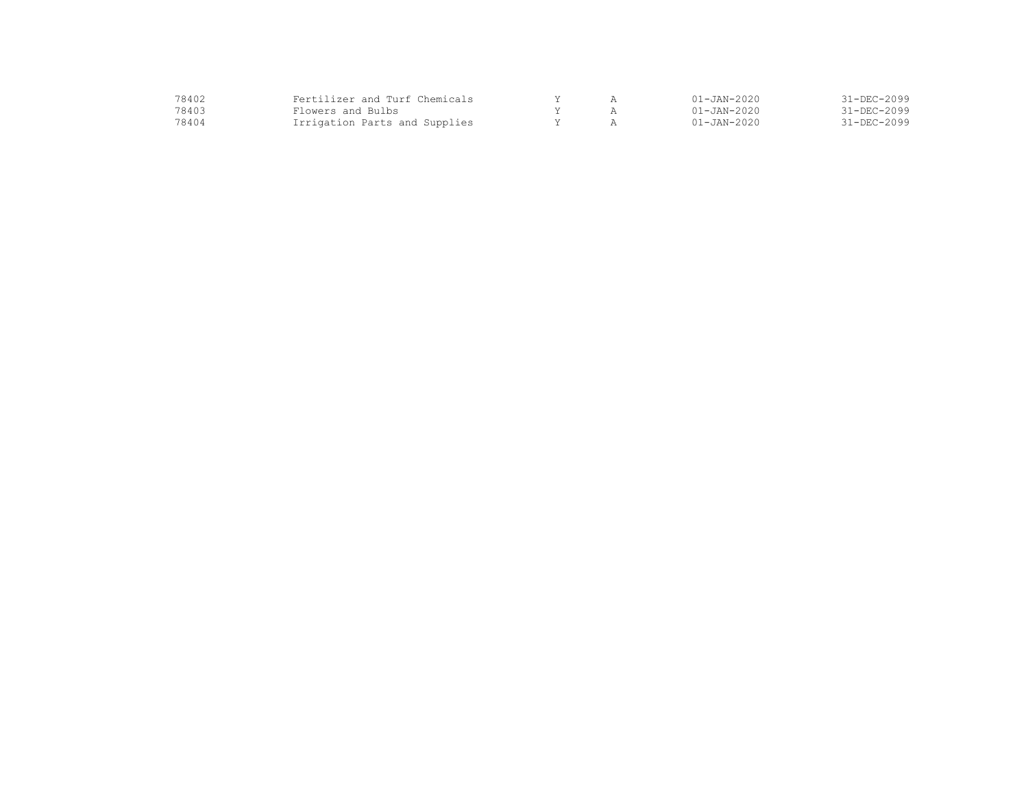| | | | | | |
|---|---|---|---|---|---|
| 78402 | Fertilizer and Turf Chemicals | Y | A | 01-JAN-2020 | 31-DEC-2099 |
| 78403 | Flowers and Bulbs | Y | A | 01-JAN-2020 | 31-DEC-2099 |
| 78404 | Irrigation Parts and Supplies | Y | A | 01-JAN-2020 | 31-DEC-2099 |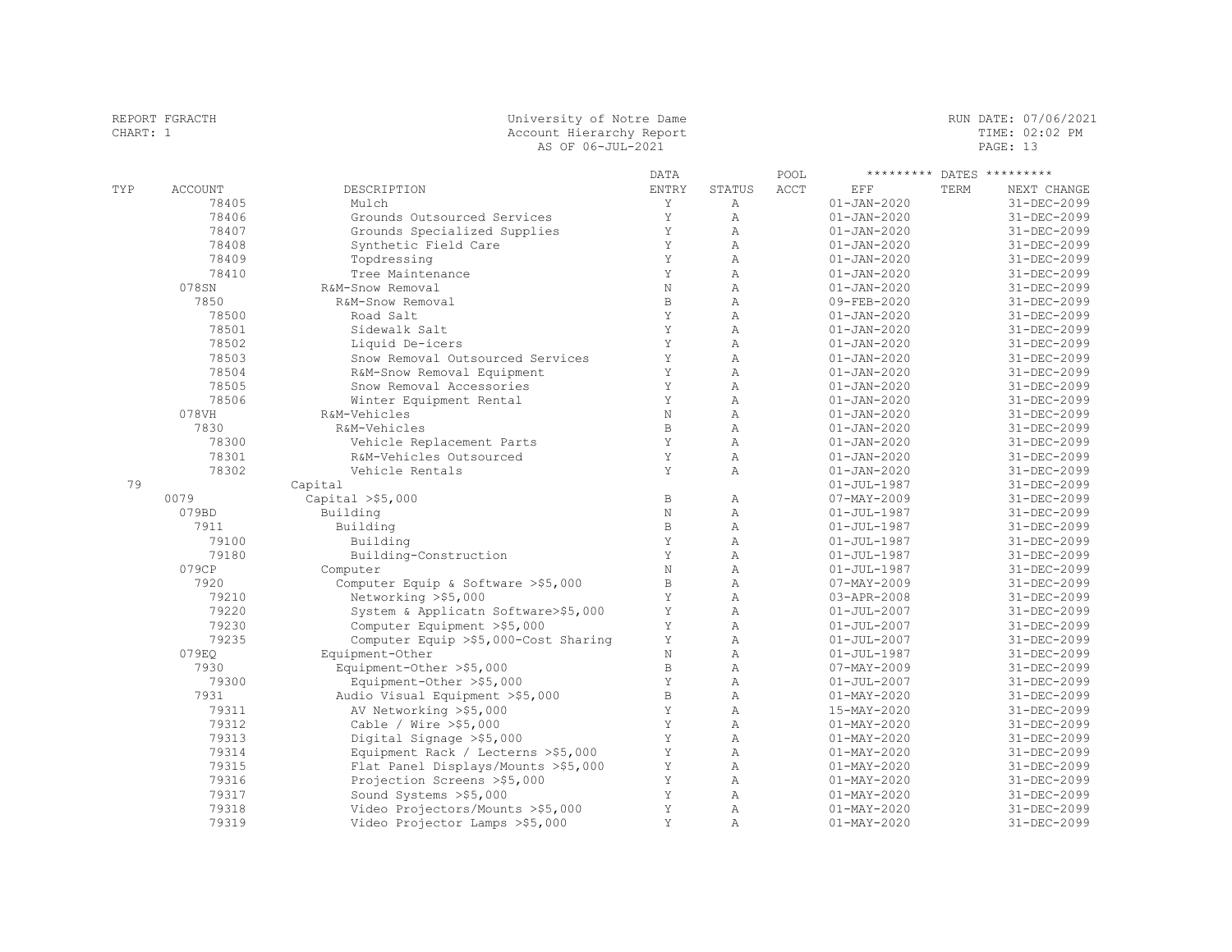REPORT FGRACTH
CHART: 1

University of Notre Dame
Account Hierarchy Report
AS OF 06-JUL-2021

RUN DATE: 07/06/2021
TIME: 02:02 PM

| TYP | ACCOUNT | DESCRIPTION | DATA ENTRY | STATUS | POOL ACCT | EFF | TERM | NEXT CHANGE |
|---|---|---|---|---|---|---|---|---|
| | 78405 | Mulch | Y | A | | 01-JAN-2020 | | 31-DEC-2099 |
| | 78406 | Grounds Outsourced Services | Y | A | | 01-JAN-2020 | | 31-DEC-2099 |
| | 78407 | Grounds Specialized Supplies | Y | A | | 01-JAN-2020 | | 31-DEC-2099 |
| | 78408 | Synthetic Field Care | Y | A | | 01-JAN-2020 | | 31-DEC-2099 |
| | 78409 | Topdressing | Y | A | | 01-JAN-2020 | | 31-DEC-2099 |
| | 78410 | Tree Maintenance | Y | A | | 01-JAN-2020 | | 31-DEC-2099 |
| | 078SN | R&M-Snow Removal | N | A | | 01-JAN-2020 | | 31-DEC-2099 |
| | 7850 | R&M-Snow Removal | B | A | | 09-FEB-2020 | | 31-DEC-2099 |
| | 78500 | Road Salt | Y | A | | 01-JAN-2020 | | 31-DEC-2099 |
| | 78501 | Sidewalk Salt | Y | A | | 01-JAN-2020 | | 31-DEC-2099 |
| | 78502 | Liquid De-icers | Y | A | | 01-JAN-2020 | | 31-DEC-2099 |
| | 78503 | Snow Removal Outsourced Services | Y | A | | 01-JAN-2020 | | 31-DEC-2099 |
| | 78504 | R&M-Snow Removal Equipment | Y | A | | 01-JAN-2020 | | 31-DEC-2099 |
| | 78505 | Snow Removal Accessories | Y | A | | 01-JAN-2020 | | 31-DEC-2099 |
| | 78506 | Winter Equipment Rental | Y | A | | 01-JAN-2020 | | 31-DEC-2099 |
| | 078VH | R&M-Vehicles | N | A | | 01-JAN-2020 | | 31-DEC-2099 |
| | 7830 | R&M-Vehicles | B | A | | 01-JAN-2020 | | 31-DEC-2099 |
| | 78300 | Vehicle Replacement Parts | Y | A | | 01-JAN-2020 | | 31-DEC-2099 |
| | 78301 | R&M-Vehicles Outsourced | Y | A | | 01-JAN-2020 | | 31-DEC-2099 |
| | 78302 | Vehicle Rentals | Y | A | | 01-JAN-2020 | | 31-DEC-2099 |
| 79 | | Capital | | | | 01-JUL-1987 | | 31-DEC-2099 |
| | 0079 | Capital >$5,000 | B | A | | 07-MAY-2009 | | 31-DEC-2099 |
| | 079BD | Building | N | A | | 01-JUL-1987 | | 31-DEC-2099 |
| | 7911 | Building | B | A | | 01-JUL-1987 | | 31-DEC-2099 |
| | 79100 | Building | Y | A | | 01-JUL-1987 | | 31-DEC-2099 |
| | 79180 | Building-Construction | Y | A | | 01-JUL-1987 | | 31-DEC-2099 |
| | 079CP | Computer | N | A | | 01-JUL-1987 | | 31-DEC-2099 |
| | 7920 | Computer Equip & Software >$5,000 | B | A | | 07-MAY-2009 | | 31-DEC-2099 |
| | 79210 | Networking >$5,000 | Y | A | | 03-APR-2008 | | 31-DEC-2099 |
| | 79220 | System & Applicatn Software>$5,000 | Y | A | | 01-JUL-2007 | | 31-DEC-2099 |
| | 79230 | Computer Equipment >$5,000 | Y | A | | 01-JUL-2007 | | 31-DEC-2099 |
| | 79235 | Computer Equip >$5,000-Cost Sharing | Y | A | | 01-JUL-2007 | | 31-DEC-2099 |
| | 079EQ | Equipment-Other | N | A | | 01-JUL-1987 | | 31-DEC-2099 |
| | 7930 | Equipment-Other >$5,000 | B | A | | 07-MAY-2009 | | 31-DEC-2099 |
| | 79300 | Equipment-Other >$5,000 | Y | A | | 01-JUL-2007 | | 31-DEC-2099 |
| | 7931 | Audio Visual Equipment >$5,000 | B | A | | 01-MAY-2020 | | 31-DEC-2099 |
| | 79311 | AV Networking >$5,000 | Y | A | | 15-MAY-2020 | | 31-DEC-2099 |
| | 79312 | Cable / Wire >$5,000 | Y | A | | 01-MAY-2020 | | 31-DEC-2099 |
| | 79313 | Digital Signage >$5,000 | Y | A | | 01-MAY-2020 | | 31-DEC-2099 |
| | 79314 | Equipment Rack / Lecterns >$5,000 | Y | A | | 01-MAY-2020 | | 31-DEC-2099 |
| | 79315 | Flat Panel Displays/Mounts >$5,000 | Y | A | | 01-MAY-2020 | | 31-DEC-2099 |
| | 79316 | Projection Screens >$5,000 | Y | A | | 01-MAY-2020 | | 31-DEC-2099 |
| | 79317 | Sound Systems >$5,000 | Y | A | | 01-MAY-2020 | | 31-DEC-2099 |
| | 79318 | Video Projectors/Mounts >$5,000 | Y | A | | 01-MAY-2020 | | 31-DEC-2099 |
| | 79319 | Video Projector Lamps >$5,000 | Y | A | | 01-MAY-2020 | | 31-DEC-2099 |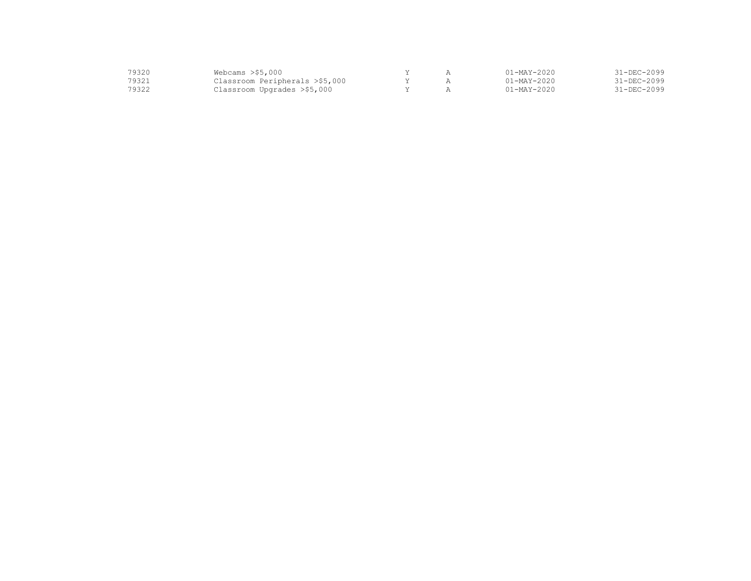| | | | | | |
|---|---|---|---|---|---|
| 79320 | Webcams >$5,000 | Y | A | 01-MAY-2020 | 31-DEC-2099 |
| 79321 | Classroom Peripherals >$5,000 | Y | A | 01-MAY-2020 | 31-DEC-2099 |
| 79322 | Classroom Upgrades >$5,000 | Y | A | 01-MAY-2020 | 31-DEC-2099 |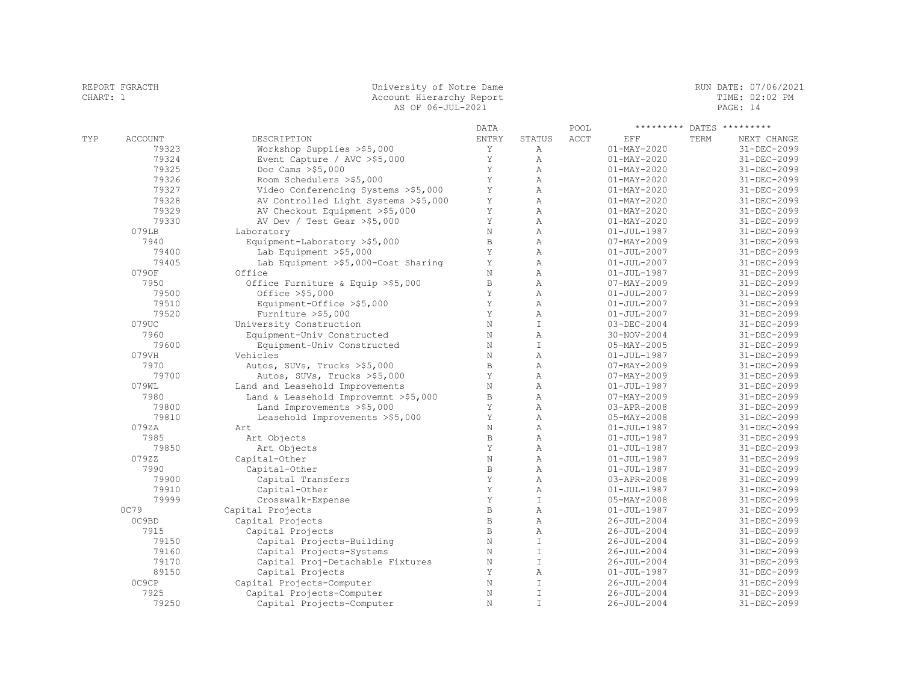| TYP | ACCOUNT | DESCRIPTION | DATA ENTRY | STATUS | POOL ACCT | EFF | TERM | NEXT CHANGE |
|---|---|---|---|---|---|---|---|---|
| | 79323 | Workshop Supplies >$5,000 | Y | A | | 01-MAY-2020 | | 31-DEC-2099 |
| | 79324 | Event Capture / AVC >$5,000 | Y | A | | 01-MAY-2020 | | 31-DEC-2099 |
| | 79325 | Doc Cams >$5,000 | Y | A | | 01-MAY-2020 | | 31-DEC-2099 |
| | 79326 | Room Schedulers >$5,000 | Y | A | | 01-MAY-2020 | | 31-DEC-2099 |
| | 79327 | Video Conferencing Systems >$5,000 | Y | A | | 01-MAY-2020 | | 31-DEC-2099 |
| | 79328 | AV Controlled Light Systems >$5,000 | Y | A | | 01-MAY-2020 | | 31-DEC-2099 |
| | 79329 | AV Checkout Equipment >$5,000 | Y | A | | 01-MAY-2020 | | 31-DEC-2099 |
| | 79330 | AV Dev / Test Gear >$5,000 | Y | A | | 01-MAY-2020 | | 31-DEC-2099 |
| | 079LB | Laboratory | N | A | | 01-JUL-1987 | | 31-DEC-2099 |
| | 7940 | Equipment-Laboratory >$5,000 | B | A | | 07-MAY-2009 | | 31-DEC-2099 |
| | 79400 | Lab Equipment >$5,000 | Y | A | | 01-JUL-2007 | | 31-DEC-2099 |
| | 79405 | Lab Equipment >$5,000-Cost Sharing | Y | A | | 01-JUL-2007 | | 31-DEC-2099 |
| | 079OF | Office | N | A | | 01-JUL-1987 | | 31-DEC-2099 |
| | 7950 | Office Furniture & Equip >$5,000 | B | A | | 07-MAY-2009 | | 31-DEC-2099 |
| | 79500 | Office >$5,000 | Y | A | | 01-JUL-2007 | | 31-DEC-2099 |
| | 79510 | Equipment-Office >$5,000 | Y | A | | 01-JUL-2007 | | 31-DEC-2099 |
| | 79520 | Furniture >$5,000 | Y | A | | 01-JUL-2007 | | 31-DEC-2099 |
| | 079UC | University Construction | N | I | | 03-DEC-2004 | | 31-DEC-2099 |
| | 7960 | Equipment-Univ Constructed | N | A | | 30-NOV-2004 | | 31-DEC-2099 |
| | 79600 | Equipment-Univ Constructed | N | I | | 05-MAY-2005 | | 31-DEC-2099 |
| | 079VH | Vehicles | N | A | | 01-JUL-1987 | | 31-DEC-2099 |
| | 7970 | Autos, SUVs, Trucks >$5,000 | B | A | | 07-MAY-2009 | | 31-DEC-2099 |
| | 79700 | Autos, SUVs, Trucks >$5,000 | Y | A | | 07-MAY-2009 | | 31-DEC-2099 |
| | 079WL | Land and Leasehold Improvements | N | A | | 01-JUL-1987 | | 31-DEC-2099 |
| | 7980 | Land & Leasehold Improvemnt >$5,000 | B | A | | 07-MAY-2009 | | 31-DEC-2099 |
| | 79800 | Land Improvements >$5,000 | Y | A | | 03-APR-2008 | | 31-DEC-2099 |
| | 79810 | Leasehold Improvements >$5,000 | Y | A | | 05-MAY-2008 | | 31-DEC-2099 |
| | 079ZA | Art | N | A | | 01-JUL-1987 | | 31-DEC-2099 |
| | 7985 | Art Objects | B | A | | 01-JUL-1987 | | 31-DEC-2099 |
| | 79850 | Art Objects | Y | A | | 01-JUL-1987 | | 31-DEC-2099 |
| | 079ZZ | Capital-Other | N | A | | 01-JUL-1987 | | 31-DEC-2099 |
| | 7990 | Capital-Other | B | A | | 01-JUL-1987 | | 31-DEC-2099 |
| | 79900 | Capital Transfers | Y | A | | 03-APR-2008 | | 31-DEC-2099 |
| | 79910 | Capital-Other | Y | A | | 01-JUL-1987 | | 31-DEC-2099 |
| | 79999 | Crosswalk-Expense | Y | I | | 05-MAY-2008 | | 31-DEC-2099 |
| | 0C79 | Capital Projects | B | A | | 01-JUL-1987 | | 31-DEC-2099 |
| | 0C9BD | Capital Projects | B | A | | 26-JUL-2004 | | 31-DEC-2099 |
| | 7915 | Capital Projects | B | A | | 26-JUL-2004 | | 31-DEC-2099 |
| | 79150 | Capital Projects-Building | N | I | | 26-JUL-2004 | | 31-DEC-2099 |
| | 79160 | Capital Projects-Systems | N | I | | 26-JUL-2004 | | 31-DEC-2099 |
| | 79170 | Capital Proj-Detachable Fixtures | N | I | | 26-JUL-2004 | | 31-DEC-2099 |
| | 89150 | Capital Projects | Y | A | | 01-JUL-1987 | | 31-DEC-2099 |
| | 0C9CP | Capital Projects-Computer | N | I | | 26-JUL-2004 | | 31-DEC-2099 |
| | 7925 | Capital Projects-Computer | N | I | | 26-JUL-2004 | | 31-DEC-2099 |
| | 79250 | Capital Projects-Computer | N | I | | 26-JUL-2004 | | 31-DEC-2099 |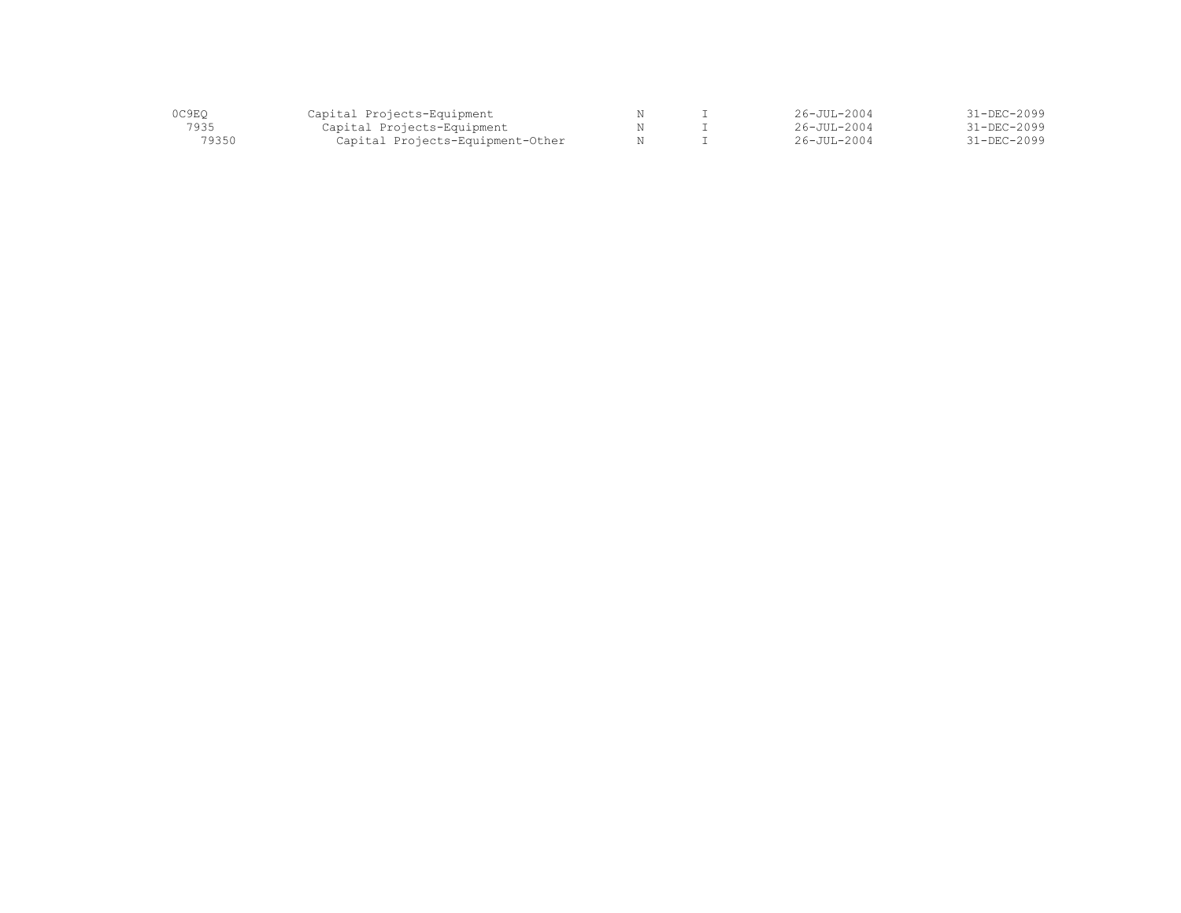| | | | | | |
|---|---|---|---|---|---|
| 0C9EQ | Capital Projects-Equipment | N | I | 26-JUL-2004 | 31-DEC-2099 |
| 7935 | Capital Projects-Equipment | N | I | 26-JUL-2004 | 31-DEC-2099 |
| 79350 | Capital Projects-Equipment-Other | N | I | 26-JUL-2004 | 31-DEC-2099 |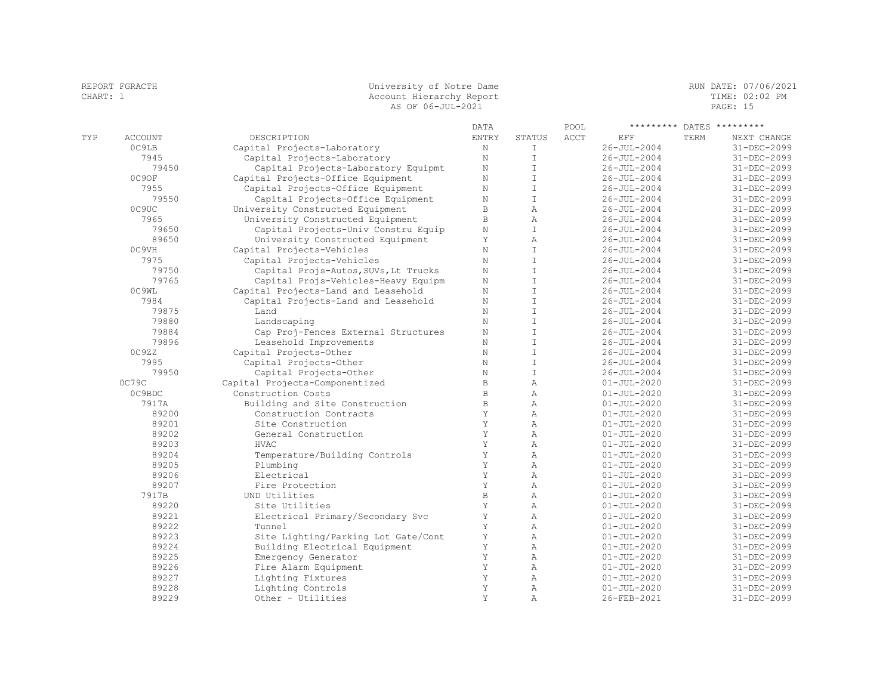REPORT FGRACTH
CHART: 1

University of Notre Dame
Account Hierarchy Report
AS OF 06-JUL-2021

RUN DATE: 07/06/2021
TIME: 02:02 PM

| TYP | ACCOUNT | DESCRIPTION | DATA ENTRY | STATUS | POOL ACCT | EFF | TERM | NEXT CHANGE |
|---|---|---|---|---|---|---|---|---|
| | 0C9LB | Capital Projects-Laboratory | N | I | | 26-JUL-2004 | | 31-DEC-2099 |
| | 7945 | Capital Projects-Laboratory | N | I | | 26-JUL-2004 | | 31-DEC-2099 |
| | 79450 | Capital Projects-Laboratory Equipmt | N | I | | 26-JUL-2004 | | 31-DEC-2099 |
| | 0C9OF | Capital Projects-Office Equipment | N | I | | 26-JUL-2004 | | 31-DEC-2099 |
| | 7955 | Capital Projects-Office Equipment | N | I | | 26-JUL-2004 | | 31-DEC-2099 |
| | 79550 | Capital Projects-Office Equipment | N | I | | 26-JUL-2004 | | 31-DEC-2099 |
| | 0C9UC | University Constructed Equipment | B | A | | 26-JUL-2004 | | 31-DEC-2099 |
| | 7965 | University Constructed Equipment | B | A | | 26-JUL-2004 | | 31-DEC-2099 |
| | 79650 | Capital Projects-Univ Constru Equip | N | I | | 26-JUL-2004 | | 31-DEC-2099 |
| | 89650 | University Constructed Equipment | Y | A | | 26-JUL-2004 | | 31-DEC-2099 |
| | 0C9VH | Capital Projects-Vehicles | N | I | | 26-JUL-2004 | | 31-DEC-2099 |
| | 7975 | Capital Projects-Vehicles | N | I | | 26-JUL-2004 | | 31-DEC-2099 |
| | 79750 | Capital Projs-Autos,SUVs,Lt Trucks | N | I | | 26-JUL-2004 | | 31-DEC-2099 |
| | 79765 | Capital Projs-Vehicles-Heavy Equipm | N | I | | 26-JUL-2004 | | 31-DEC-2099 |
| | 0C9WL | Capital Projects-Land and Leasehold | N | I | | 26-JUL-2004 | | 31-DEC-2099 |
| | 7984 | Capital Projects-Land and Leasehold | N | I | | 26-JUL-2004 | | 31-DEC-2099 |
| | 79875 | Land | N | I | | 26-JUL-2004 | | 31-DEC-2099 |
| | 79880 | Landscaping | N | I | | 26-JUL-2004 | | 31-DEC-2099 |
| | 79884 | Cap Proj-Fences External Structures | N | I | | 26-JUL-2004 | | 31-DEC-2099 |
| | 79896 | Leasehold Improvements | N | I | | 26-JUL-2004 | | 31-DEC-2099 |
| | 0C9ZZ | Capital Projects-Other | N | I | | 26-JUL-2004 | | 31-DEC-2099 |
| | 7995 | Capital Projects-Other | N | I | | 26-JUL-2004 | | 31-DEC-2099 |
| | 79950 | Capital Projects-Other | N | I | | 26-JUL-2004 | | 31-DEC-2099 |
| | 0C79C | Capital Projects-Componentized | B | A | | 01-JUL-2020 | | 31-DEC-2099 |
| | 0C9BDC | Construction Costs | B | A | | 01-JUL-2020 | | 31-DEC-2099 |
| | 7917A | Building and Site Construction | B | A | | 01-JUL-2020 | | 31-DEC-2099 |
| | 89200 | Construction Contracts | Y | A | | 01-JUL-2020 | | 31-DEC-2099 |
| | 89201 | Site Construction | Y | A | | 01-JUL-2020 | | 31-DEC-2099 |
| | 89202 | General Construction | Y | A | | 01-JUL-2020 | | 31-DEC-2099 |
| | 89203 | HVAC | Y | A | | 01-JUL-2020 | | 31-DEC-2099 |
| | 89204 | Temperature/Building Controls | Y | A | | 01-JUL-2020 | | 31-DEC-2099 |
| | 89205 | Plumbing | Y | A | | 01-JUL-2020 | | 31-DEC-2099 |
| | 89206 | Electrical | Y | A | | 01-JUL-2020 | | 31-DEC-2099 |
| | 89207 | Fire Protection | Y | A | | 01-JUL-2020 | | 31-DEC-2099 |
| | 7917B | UND Utilities | B | A | | 01-JUL-2020 | | 31-DEC-2099 |
| | 89220 | Site Utilities | Y | A | | 01-JUL-2020 | | 31-DEC-2099 |
| | 89221 | Electrical Primary/Secondary Svc | Y | A | | 01-JUL-2020 | | 31-DEC-2099 |
| | 89222 | Tunnel | Y | A | | 01-JUL-2020 | | 31-DEC-2099 |
| | 89223 | Site Lighting/Parking Lot Gate/Cont | Y | A | | 01-JUL-2020 | | 31-DEC-2099 |
| | 89224 | Building Electrical Equipment | Y | A | | 01-JUL-2020 | | 31-DEC-2099 |
| | 89225 | Emergency Generator | Y | A | | 01-JUL-2020 | | 31-DEC-2099 |
| | 89226 | Fire Alarm Equipment | Y | A | | 01-JUL-2020 | | 31-DEC-2099 |
| | 89227 | Lighting Fixtures | Y | A | | 01-JUL-2020 | | 31-DEC-2099 |
| | 89228 | Lighting Controls | Y | A | | 01-JUL-2020 | | 31-DEC-2099 |
| | 89229 | Other - Utilities | Y | A | | 26-FEB-2021 | | 31-DEC-2099 |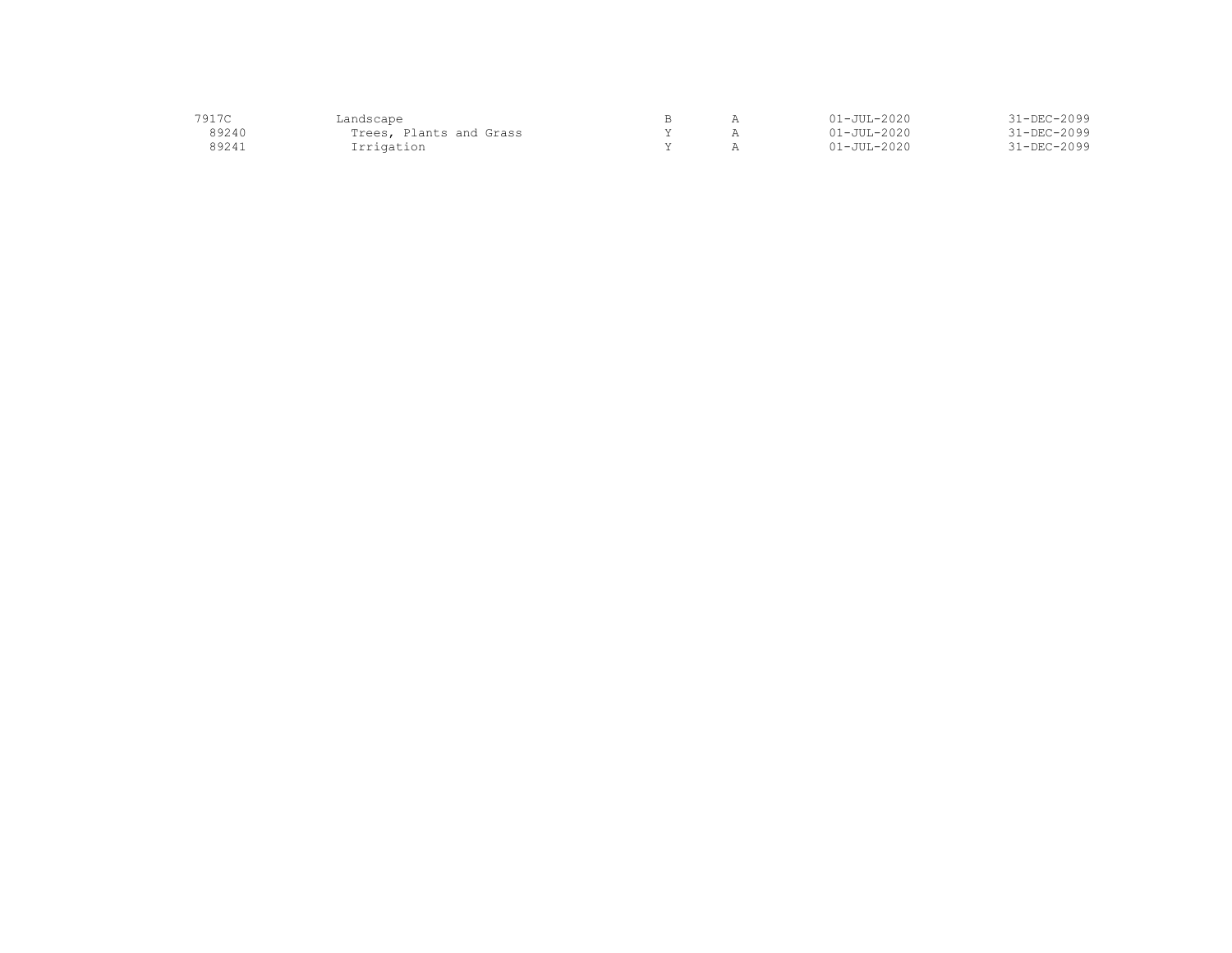| | | | | | |
|---|---|---|---|---|---|
| 7917C | Landscape | B | A | 01-JUL-2020 | 31-DEC-2099 |
| 89240 | Trees, Plants and Grass | Y | A | 01-JUL-2020 | 31-DEC-2099 |
| 89241 | Irrigation | Y | A | 01-JUL-2020 | 31-DEC-2099 |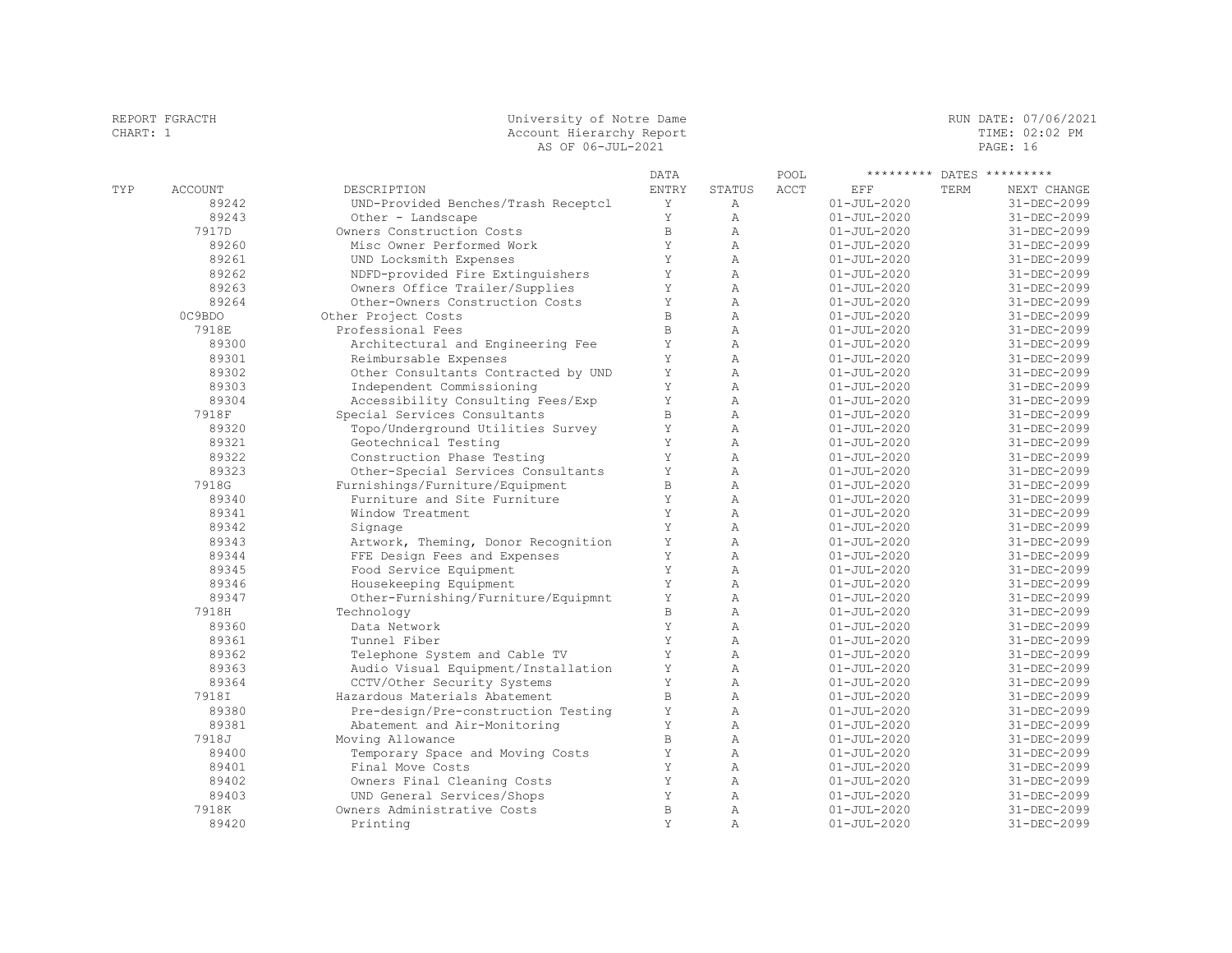REPORT FGRACTH
CHART: 1

University of Notre Dame
Account Hierarchy Report
AS OF 06-JUL-2021

RUN DATE: 07/06/2021
TIME: 02:02 PM

| TYP | ACCOUNT | DESCRIPTION | DATA ENTRY | STATUS | POOL ACCT | EFF | TERM | NEXT CHANGE |
|---|---|---|---|---|---|---|---|---|
| | 89242 | UND-Provided Benches/Trash Receptcl | Y | A | | 01-JUL-2020 | | 31-DEC-2099 |
| | 89243 | Other - Landscape | Y | A | | 01-JUL-2020 | | 31-DEC-2099 |
| | 7917D | Owners Construction Costs | B | A | | 01-JUL-2020 | | 31-DEC-2099 |
| | 89260 | Misc Owner Performed Work | Y | A | | 01-JUL-2020 | | 31-DEC-2099 |
| | 89261 | UND Locksmith Expenses | Y | A | | 01-JUL-2020 | | 31-DEC-2099 |
| | 89262 | NDFD-provided Fire Extinguishers | Y | A | | 01-JUL-2020 | | 31-DEC-2099 |
| | 89263 | Owners Office Trailer/Supplies | Y | A | | 01-JUL-2020 | | 31-DEC-2099 |
| | 89264 | Other-Owners Construction Costs | Y | A | | 01-JUL-2020 | | 31-DEC-2099 |
| | 0C9BDO | Other Project Costs | B | A | | 01-JUL-2020 | | 31-DEC-2099 |
| | 7918E | Professional Fees | B | A | | 01-JUL-2020 | | 31-DEC-2099 |
| | 89300 | Architectural and Engineering Fee | Y | A | | 01-JUL-2020 | | 31-DEC-2099 |
| | 89301 | Reimbursable Expenses | Y | A | | 01-JUL-2020 | | 31-DEC-2099 |
| | 89302 | Other Consultants Contracted by UND | Y | A | | 01-JUL-2020 | | 31-DEC-2099 |
| | 89303 | Independent Commissioning | Y | A | | 01-JUL-2020 | | 31-DEC-2099 |
| | 89304 | Accessibility Consulting Fees/Exp | Y | A | | 01-JUL-2020 | | 31-DEC-2099 |
| | 7918F | Special Services Consultants | B | A | | 01-JUL-2020 | | 31-DEC-2099 |
| | 89320 | Topo/Underground Utilities Survey | Y | A | | 01-JUL-2020 | | 31-DEC-2099 |
| | 89321 | Geotechnical Testing | Y | A | | 01-JUL-2020 | | 31-DEC-2099 |
| | 89322 | Construction Phase Testing | Y | A | | 01-JUL-2020 | | 31-DEC-2099 |
| | 89323 | Other-Special Services Consultants | Y | A | | 01-JUL-2020 | | 31-DEC-2099 |
| | 7918G | Furnishings/Furniture/Equipment | B | A | | 01-JUL-2020 | | 31-DEC-2099 |
| | 89340 | Furniture and Site Furniture | Y | A | | 01-JUL-2020 | | 31-DEC-2099 |
| | 89341 | Window Treatment | Y | A | | 01-JUL-2020 | | 31-DEC-2099 |
| | 89342 | Signage | Y | A | | 01-JUL-2020 | | 31-DEC-2099 |
| | 89343 | Artwork, Theming, Donor Recognition | Y | A | | 01-JUL-2020 | | 31-DEC-2099 |
| | 89344 | FFE Design Fees and Expenses | Y | A | | 01-JUL-2020 | | 31-DEC-2099 |
| | 89345 | Food Service Equipment | Y | A | | 01-JUL-2020 | | 31-DEC-2099 |
| | 89346 | Housekeeping Equipment | Y | A | | 01-JUL-2020 | | 31-DEC-2099 |
| | 89347 | Other-Furnishing/Furniture/Equipmnt | Y | A | | 01-JUL-2020 | | 31-DEC-2099 |
| | 7918H | Technology | B | A | | 01-JUL-2020 | | 31-DEC-2099 |
| | 89360 | Data Network | Y | A | | 01-JUL-2020 | | 31-DEC-2099 |
| | 89361 | Tunnel Fiber | Y | A | | 01-JUL-2020 | | 31-DEC-2099 |
| | 89362 | Telephone System and Cable TV | Y | A | | 01-JUL-2020 | | 31-DEC-2099 |
| | 89363 | Audio Visual Equipment/Installation | Y | A | | 01-JUL-2020 | | 31-DEC-2099 |
| | 89364 | CCTV/Other Security Systems | Y | A | | 01-JUL-2020 | | 31-DEC-2099 |
| | 7918I | Hazardous Materials Abatement | B | A | | 01-JUL-2020 | | 31-DEC-2099 |
| | 89380 | Pre-design/Pre-construction Testing | Y | A | | 01-JUL-2020 | | 31-DEC-2099 |
| | 89381 | Abatement and Air-Monitoring | Y | A | | 01-JUL-2020 | | 31-DEC-2099 |
| | 7918J | Moving Allowance | B | A | | 01-JUL-2020 | | 31-DEC-2099 |
| | 89400 | Temporary Space and Moving Costs | Y | A | | 01-JUL-2020 | | 31-DEC-2099 |
| | 89401 | Final Move Costs | Y | A | | 01-JUL-2020 | | 31-DEC-2099 |
| | 89402 | Owners Final Cleaning Costs | Y | A | | 01-JUL-2020 | | 31-DEC-2099 |
| | 89403 | UND General Services/Shops | Y | A | | 01-JUL-2020 | | 31-DEC-2099 |
| | 7918K | Owners Administrative Costs | B | A | | 01-JUL-2020 | | 31-DEC-2099 |
| | 89420 | Printing | Y | A | | 01-JUL-2020 | | 31-DEC-2099 |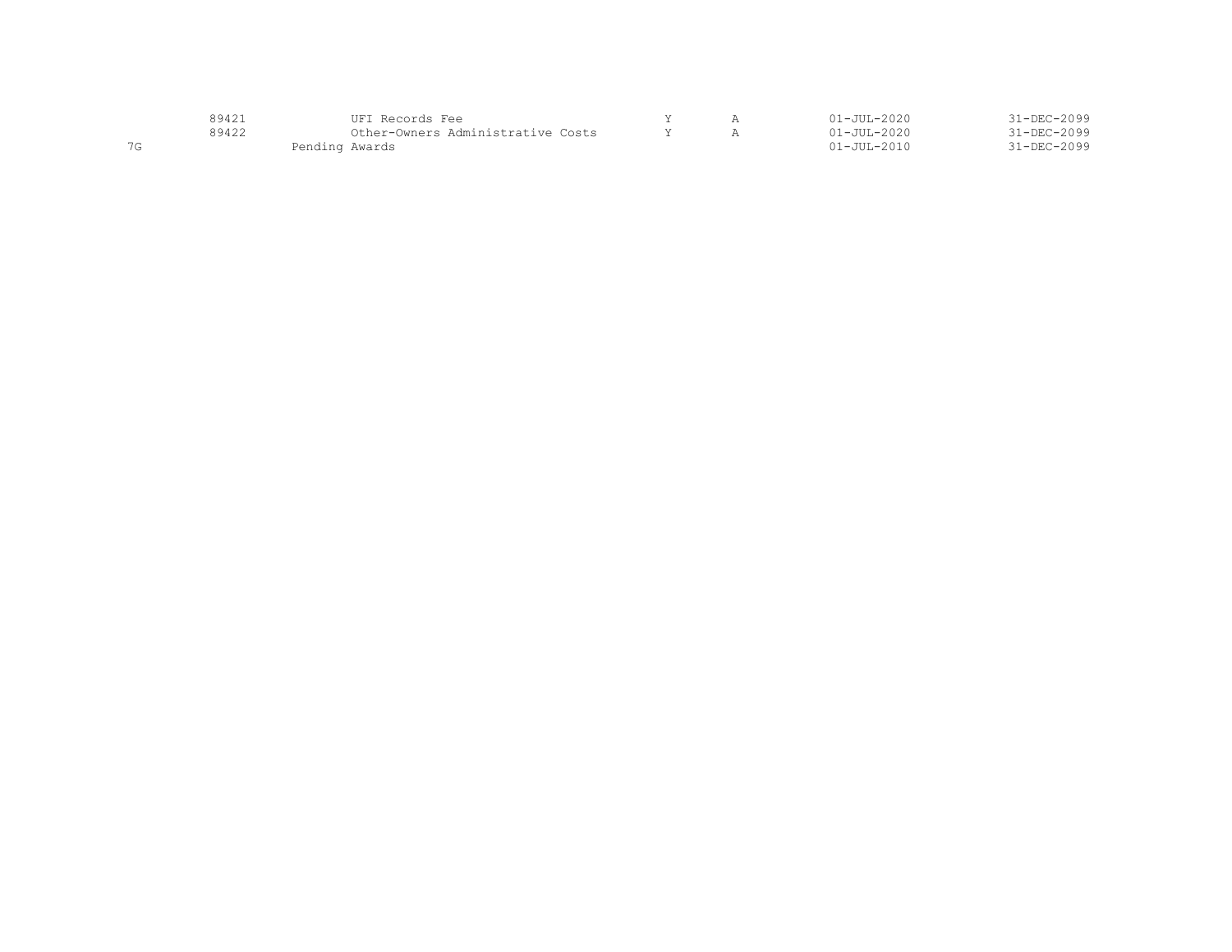|  |  |  |  |  |  |  |
|---|---|---|---|---|---|---|
|  | 89421 | UFI Records Fee | Y | A | 01-JUL-2020 | 31-DEC-2099 |
|  | 89422 | Other-Owners Administrative Costs | Y | A | 01-JUL-2020 | 31-DEC-2099 |
| 7G |  | Pending Awards |  |  | 01-JUL-2010 | 31-DEC-2099 |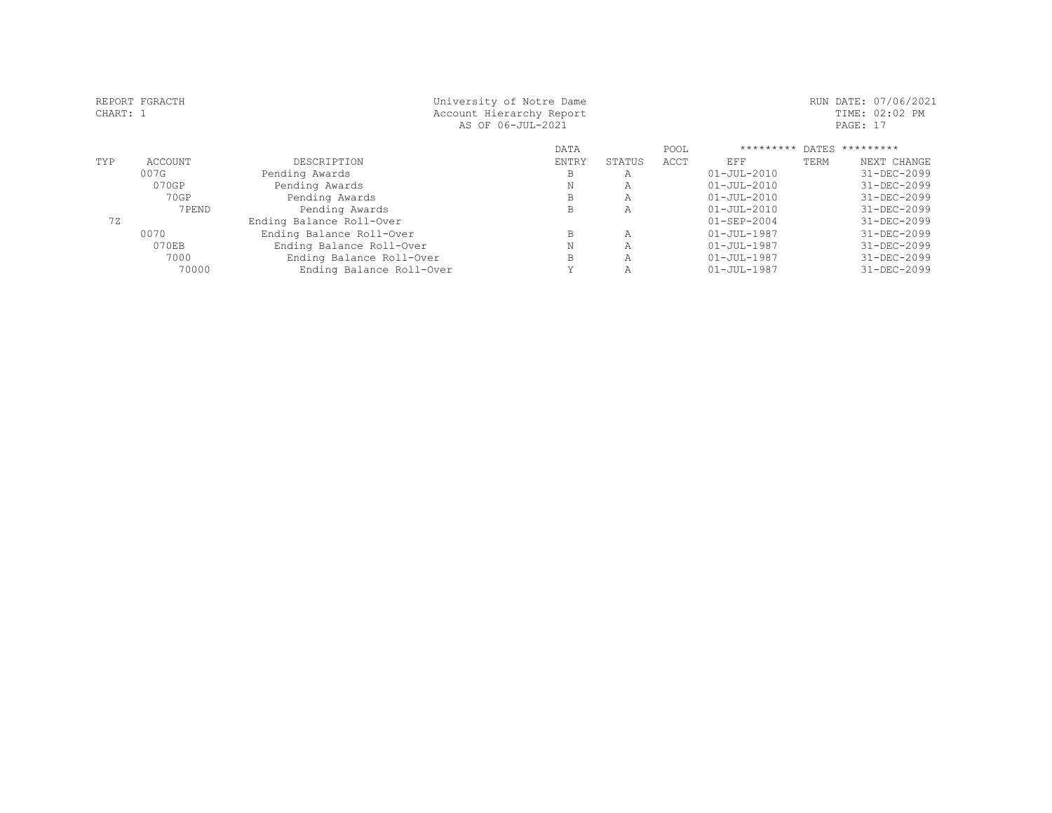REPORT FGRACTH
CHART: 1

University of Notre Dame
Account Hierarchy Report
AS OF 06-JUL-2021

RUN DATE: 07/06/2021
TIME: 02:02 PM

| TYP | ACCOUNT | DESCRIPTION | DATA ENTRY | STATUS | POOL ACCT | EFF | TERM | NEXT CHANGE |
|---|---|---|---|---|---|---|---|---|
| | 007G | Pending Awards | B | A | | 01-JUL-2010 | | 31-DEC-2099 |
| | 070GP | Pending Awards | N | A | | 01-JUL-2010 | | 31-DEC-2099 |
| | 70GP | Pending Awards | B | A | | 01-JUL-2010 | | 31-DEC-2099 |
| | 7PEND | Pending Awards | B | A | | 01-JUL-2010 | | 31-DEC-2099 |
| 7Z | | Ending Balance Roll-Over | | | | 01-SEP-2004 | | 31-DEC-2099 |
| | 0070 | Ending Balance Roll-Over | B | A | | 01-JUL-1987 | | 31-DEC-2099 |
| | 070EB | Ending Balance Roll-Over | N | A | | 01-JUL-1987 | | 31-DEC-2099 |
| | 7000 | Ending Balance Roll-Over | B | A | | 01-JUL-1987 | | 31-DEC-2099 |
| | 70000 | Ending Balance Roll-Over | Y | A | | 01-JUL-1987 | | 31-DEC-2099 |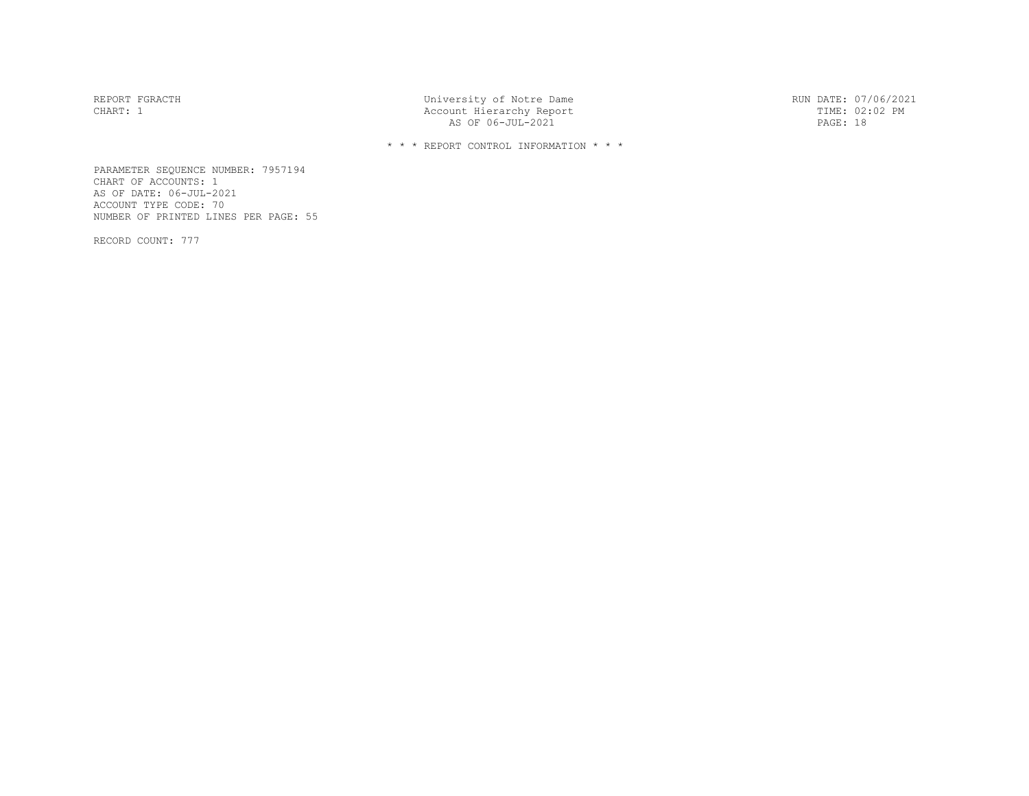REPORT FGRACTH
CHART: 1

University of Notre Dame
Account Hierarchy Report
AS OF 06-JUL-2021

RUN DATE: 07/06/2021
TIME: 02:02 PM

* * * REPORT CONTROL INFORMATION * * *

PARAMETER SEQUENCE NUMBER: 7957194
CHART OF ACCOUNTS: 1
AS OF DATE: 06-JUL-2021
ACCOUNT TYPE CODE: 70
NUMBER OF PRINTED LINES PER PAGE: 55

RECORD COUNT: 777